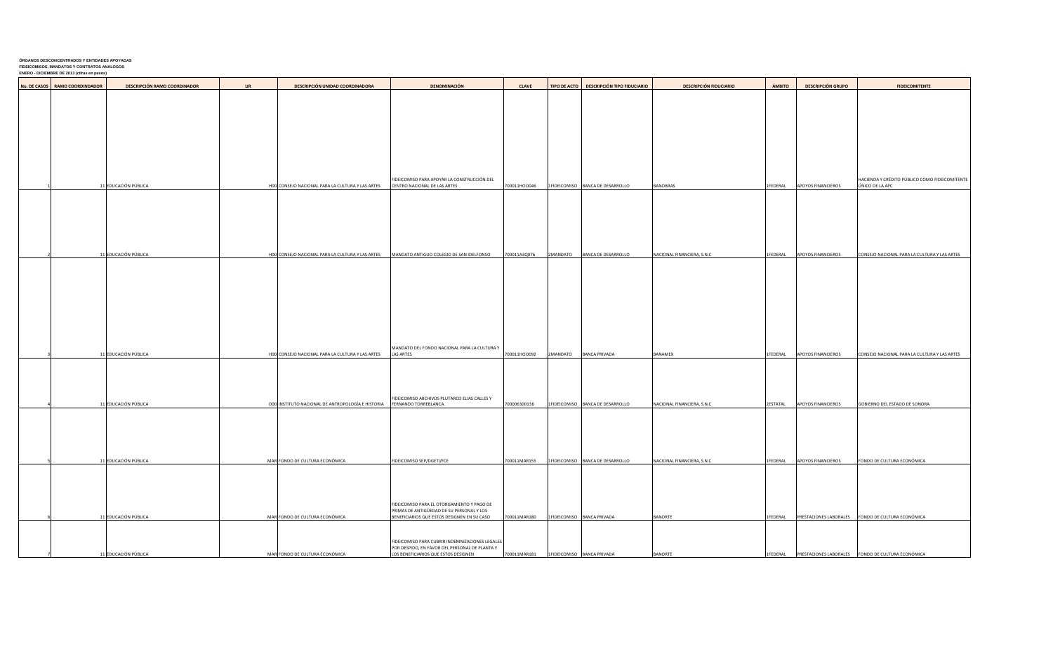**ÓRGANOS DESCONCENTRADOS Y ENTIDADES APOYADAS**
**FIDEICOMISOS, MANDATOS Y CONTRATOS ANALOGOS**
**ENERO - DICIEMBRE DE 2013 (cifras en pesos)**

| No. DE CASOS | RAMO COORDINADOR | DESCRIPCIÓN RAMO COORDINADOR | UR | DESCRIPCIÓN UNIDAD COORDINADORA | DENOMINACIÓN | CLAVE | TIPO DE ACTO | DESCRIPCIÓN TIPO FIDUCIARIO | DESCRIPCIÓN FIDUCIARIO | ÁMBITO | DESCRIPCIÓN GRUPO | FIDEICOMITENTE |
|---|---|---|---|---|---|---|---|---|---|---|---|---|
| 1 | 11 | EDUCACIÓN PÚBLICA | H00 | CONSEJO NACIONAL PARA LA CULTURA Y LAS ARTES | FIDEICOMISO PARA APOYAR LA CONSTRUCCIÓN DEL CENTRO NACIONAL DE LAS ARTES | 700011HOO046 | 1 | FIDEICOMISO | BANCA DE DESARROLLO | BANOBRAS | 1 | FEDERAL | APOYOS FINANCIEROS | HACIENDA Y CRÉDITO PÚBLICO COMO FIDEICOMITENTE ÚNICO DE LA APC |
| 2 | 11 | EDUCACIÓN PÚBLICA | H00 | CONSEJO NACIONAL PARA LA CULTURA Y LAS ARTES | MANDATO ANTIGUO COLEGIO DE SAN IDELFONSO | 700011A3Q076 | 2 | MANDATO | BANCA DE DESARROLLO | NACIONAL FINANCIERA, S.N.C | 1 | FEDERAL | APOYOS FINANCIEROS | CONSEJO NACIONAL PARA LA CULTURA Y LAS ARTES |
| 3 | 11 | EDUCACIÓN PÚBLICA | H00 | CONSEJO NACIONAL PARA LA CULTURA Y LAS ARTES | MANDATO DEL FONDO NACIONAL PARA LA CULTURA Y LAS ARTES | 700011HOO092 | 2 | MANDATO | BANCA PRIVADA | BANAMEX | 1 | FEDERAL | APOYOS FINANCIEROS | CONSEJO NACIONAL PARA LA CULTURA Y LAS ARTES |
| 4 | 11 | EDUCACIÓN PÚBLICA | D00 | INSTITUTO NACIONAL DE ANTROPOLOGÍA E HISTORIA | FIDEICOMISO ARCHIVOS PLUTARCO ELIAS CALLES Y FERNANDO TORREBLANCA. | 700006300136 | 1 | FIDEICOMISO | BANCA DE DESARROLLO | NACIONAL FINANCIERA, S.N.C | 2 | ESTATAL | APOYOS FINANCIEROS | GOBIERNO DEL ESTADO DE SONORA |
| 5 | 11 | EDUCACIÓN PÚBLICA | MAR | FONDO DE CULTURA ECONÓMICA | FIDEICOMISO SEP/DGETI/FCE | 700011MAR155 | 1 | FIDEICOMISO | BANCA DE DESARROLLO | NACIONAL FINANCIERA, S.N.C | 1 | FEDERAL | APOYOS FINANCIEROS | FONDO DE CULTURA ECONÓMICA |
| 6 | 11 | EDUCACIÓN PÚBLICA | MAR | FONDO DE CULTURA ECONÓMICA | FIDEICOMISO PARA EL OTORGAMIENTO Y PAGO DE PRIMAS DE ANTIGÜEDAD DE SU PERSONAL Y LOS BENEFICIARIOS QUE ESTOS DESIGNEN EN SU CASO | 700011MAR180 | 1 | FIDEICOMISO | BANCA PRIVADA | BANORTE | 1 | FEDERAL | PRESTACIONES LABORALES | FONDO DE CULTURA ECONÓMICA |
| 7 | 11 | EDUCACIÓN PÚBLICA | MAR | FONDO DE CULTURA ECONÓMICA | FIDEICOMISO PARA CUBRIR INDEMNIZACIONES LEGALES POR DESPIDO, EN FAVOR DEL PERSONAL DE PLANTA Y LOS BENEFICIARIOS QUE ESTOS DESIGNEN | 700011MAR181 | 1 | FIDEICOMISO | BANCA PRIVADA | BANORTE | 1 | FEDERAL | PRESTACIONES LABORALES | FONDO DE CULTURA ECONÓMICA |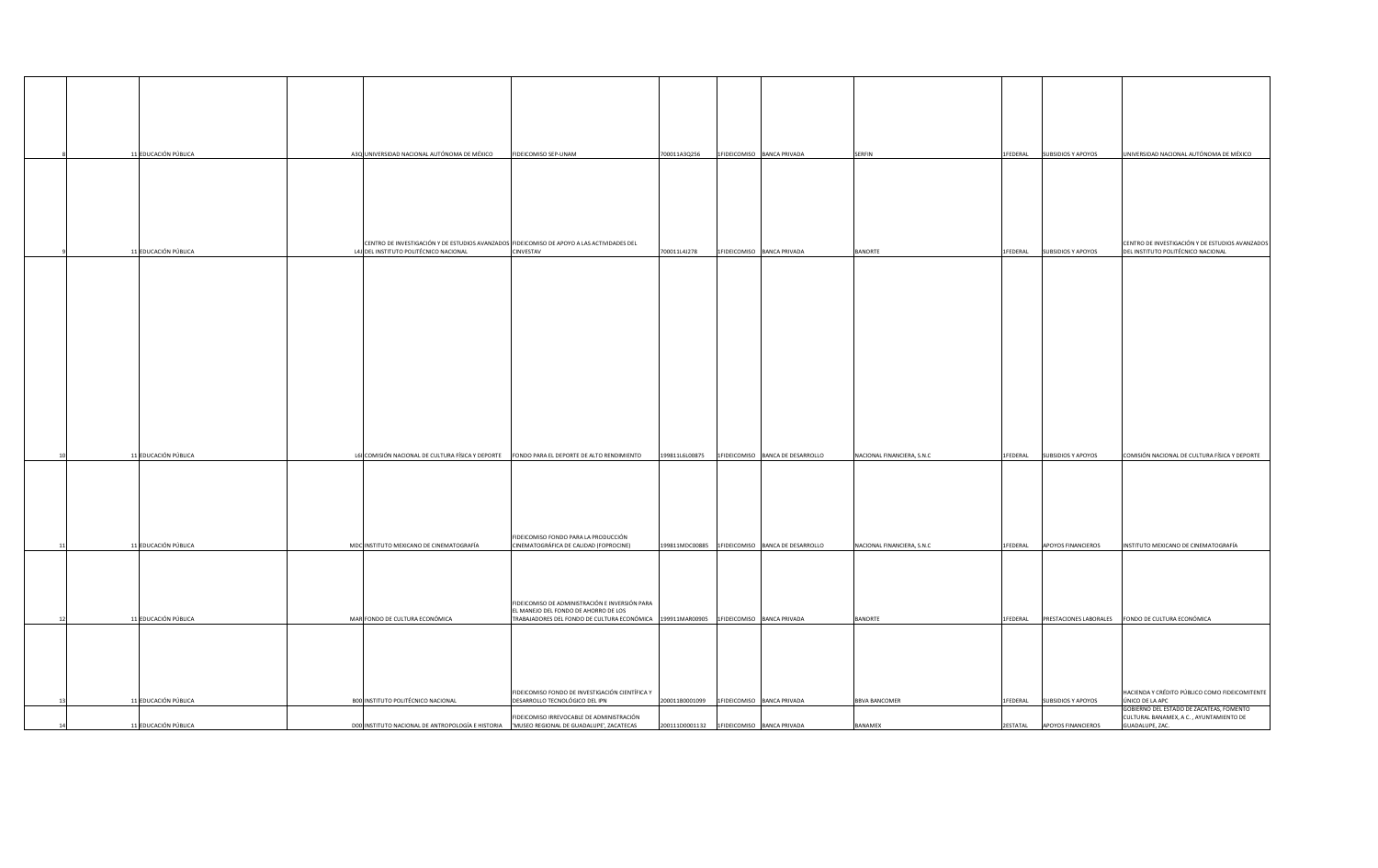| | | | | | | | | | | | | | | | | |
|---|---|---|---|---|---|---|---|---|---|---|---|---|---|---|---|---|
| 8 | | 11 | EDUCACIÓN PÚBLICA | | A3Q | UNIVERSIDAD NACIONAL AUTÓNOMA DE MÉXICO | FIDEICOMISO SEP-UNAM | 700011A3Q256 | 1 | FIDEICOMISO | BANCA PRIVADA | SERFIN | 1 | FEDERAL | SUBSIDIOS Y APOYOS | UNIVERSIDAD NACIONAL AUTÓNOMA DE MÉXICO |
| 9 | | 11 | EDUCACIÓN PÚBLICA | | L4J | CENTRO DE INVESTIGACIÓN Y DE ESTUDIOS AVANZADOS DEL INSTITUTO POLITÉCNICO NACIONAL | FIDEICOMISO DE APOYO A LAS ACTIVIDADES DEL CINVESTAV | 700011L4J278 | 1 | FIDEICOMISO | BANCA PRIVADA | BANORTE | 1 | FEDERAL | SUBSIDIOS Y APOYOS | CENTRO DE INVESTIGACIÓN Y DE ESTUDIOS AVANZADOS DEL INSTITUTO POLITÉCNICO NACIONAL |
| 10 | | 11 | EDUCACIÓN PÚBLICA | | L6I | COMISIÓN NACIONAL DE CULTURA FÍSICA Y DEPORTE | FONDO PARA EL DEPORTE DE ALTO RENDIMIENTO | 199811L6L00875 | 1 | FIDEICOMISO | BANCA DE DESARROLLO | NACIONAL FINANCIERA, S.N.C | 1 | FEDERAL | SUBSIDIOS Y APOYOS | COMISIÓN NACIONAL DE CULTURA FÍSICA Y DEPORTE |
| 11 | | 11 | EDUCACIÓN PÚBLICA | | MDC | INSTITUTO MEXICANO DE CINEMATOGRAFÍA | FIDEICOMISO FONDO PARA LA PRODUCCIÓN CINEMATOGRÁFICA DE CALIDAD (FOPROCINE) | 199811MDC00885 | 1 | FIDEICOMISO | BANCA DE DESARROLLO | NACIONAL FINANCIERA, S.N.C | 1 | FEDERAL | APOYOS FINANCIEROS | INSTITUTO MEXICANO DE CINEMATOGRAFÍA |
| 12 | | 11 | EDUCACIÓN PÚBLICA | | MAR | FONDO DE CULTURA ECONÓMICA | FIDEICOMISO DE ADMINISTRACIÓN E INVERSIÓN PARA EL MANEJO DEL FONDO DE AHORRO DE LOS TRABAJADORES DEL FONDO DE CULTURA ECONÓMICA | 199911MAR00905 | 1 | FIDEICOMISO | BANCA PRIVADA | BANORTE | 1 | FEDERAL | PRESTACIONES LABORALES | FONDO DE CULTURA ECONÓMICA |
| 13 | | 11 | EDUCACIÓN PÚBLICA | | B00 | INSTITUTO POLITÉCNICO NACIONAL | FIDEICOMISO FONDO DE INVESTIGACIÓN CIENTÍFICA Y DESARROLLO TECNOLÓGICO DEL IPN | 200011B0001099 | 1 | FIDEICOMISO | BANCA PRIVADA | BBVA BANCOMER | 1 | FEDERAL | SUBSIDIOS Y APOYOS | HACIENDA Y CRÉDITO PÚBLICO COMO FIDEICOMITENTE ÚNICO DE LA APC |
| 14 | | 11 | EDUCACIÓN PÚBLICA | | D00 | INSTITUTO NACIONAL DE ANTROPOLOGÍA E HISTORIA | FIDEICOMISO IRREVOCABLE DE ADMINISTRACIÓN 'MUSEO REGIONAL DE GUADALUPE', ZACATECAS | 200111D0001132 | 1 | FIDEICOMISO | BANCA PRIVADA | BANAMEX | 2 | ESTATAL | APOYOS FINANCIEROS | GOBIERNO DEL ESTADO DE ZACATEAS, FOMENTO CULTURAL BANAMEX, A.C. , AYUNTAMIENTO DE GUADALUPE, ZAC. |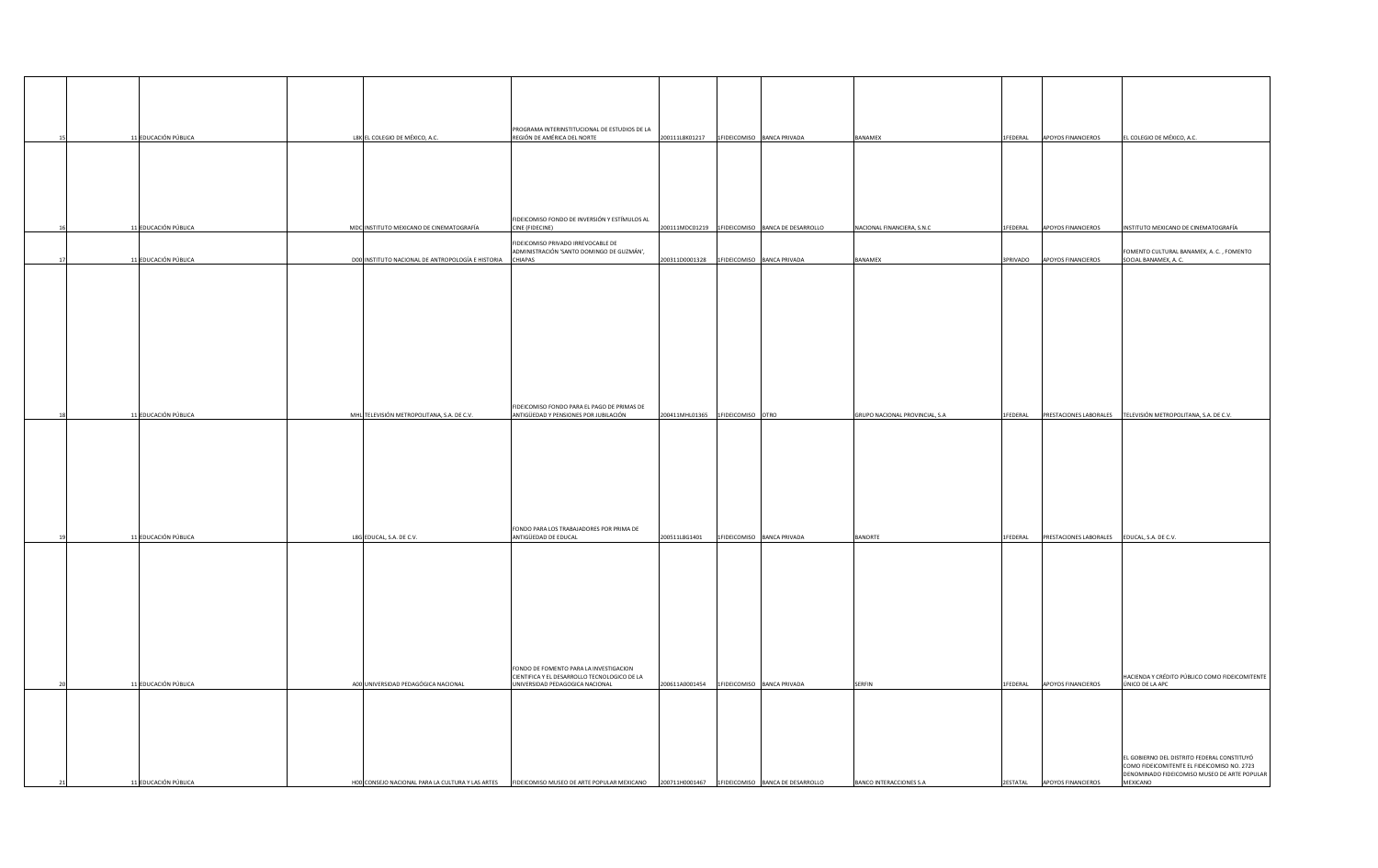| | | | | | | | | | | | | |
|---|---|---|---|---|---|---|---|---|---|---|---|---|
| 15 | 11 | EDUCACIÓN PÚBLICA | L8K | EL COLEGIO DE MÉXICO, A.C. | PROGRAMA INTERINSTITUCIONAL DE ESTUDIOS DE LA REGIÓN DE AMÉRICA DEL NORTE | 200111L8K01217 | 1 | FIDEICOMISO | BANCA PRIVADA | BANAMEX | 1 | FEDERAL | APOYOS FINANCIEROS | EL COLEGIO DE MÉXICO, A.C. |
| 16 | 11 | EDUCACIÓN PÚBLICA | MDC | INSTITUTO MEXICANO DE CINEMATOGRAFÍA | FIDEICOMISO FONDO DE INVERSIÓN Y ESTÍMULOS AL CINE (FIDECINE) | 200111MDC01219 | 1 | FIDEICOMISO | BANCA DE DESARROLLO | NACIONAL FINANCIERA, S.N.C | 1 | FEDERAL | APOYOS FINANCIEROS | INSTITUTO MEXICANO DE CINEMATOGRAFÍA |
| 17 | 11 | EDUCACIÓN PÚBLICA | D00 | INSTITUTO NACIONAL DE ANTROPOLOGÍA E HISTORIA | FIDEICOMISO PRIVADO IRREVOCABLE DE ADMINISTRACIÓN 'SANTO DOMINGO DE GUZMÁN', CHIAPAS | 200311D0001328 | 1 | FIDEICOMISO | BANCA PRIVADA | BANAMEX | 3 | PRIVADO | APOYOS FINANCIEROS | FOMENTO CULTURAL BANAMEX, A. C. , FOMENTO SOCIAL BANAMEX, A. C. |
| 18 | 11 | EDUCACIÓN PÚBLICA | MHL | TELEVISIÓN METROPOLITANA, S.A. DE C.V. | FIDEICOMISO FONDO PARA EL PAGO DE PRIMAS DE ANTIGÜEDAD Y PENSIONES POR JUBILACIÓN | 200411MHL01365 | 1 | FIDEICOMISO | OTRO | GRUPO NACIONAL PROVINCIAL, S.A | 1 | FEDERAL | PRESTACIONES LABORALES | TELEVISIÓN METROPOLITANA, S.A. DE C.V. |
| 19 | 11 | EDUCACIÓN PÚBLICA | L8G | EDUCAL, S.A. DE C.V. | FONDO PARA LOS TRABAJADORES POR PRIMA DE ANTIGÜEDAD DE EDUCAL | 200511L8G1401 | 1 | FIDEICOMISO | BANCA PRIVADA | BANORTE | 1 | FEDERAL | PRESTACIONES LABORALES | EDUCAL, S.A. DE C.V. |
| 20 | 11 | EDUCACIÓN PÚBLICA | A00 | UNIVERSIDAD PEDAGÓGICA NACIONAL | FONDO DE FOMENTO PARA LA INVESTIGACION CIENTIFICA Y EL DESARROLLO TECNOLOGICO DE LA UNIVERSIDAD PEDAGOGICA NACIONAL | 200611A0001454 | 1 | FIDEICOMISO | BANCA PRIVADA | SERFIN | 1 | FEDERAL | APOYOS FINANCIEROS | HACIENDA Y CRÉDITO PÚBLICO COMO FIDEICOMITENTE ÚNICO DE LA APC |
| 21 | 11 | EDUCACIÓN PÚBLICA | H00 | CONSEJO NACIONAL PARA LA CULTURA Y LAS ARTES | FIDEICOMISO MUSEO DE ARTE POPULAR MEXICANO | 200711H0001467 | 1 | FIDEICOMISO | BANCA DE DESARROLLO | BANCO INTERACCIONES S.A | 2 | ESTATAL | APOYOS FINANCIEROS | EL GOBIERNO DEL DISTRITO FEDERAL CONSTITUYÓ COMO FIDEICOMITENTE EL FIDEICOMISO NO. 2723 DENOMINADO FIDEICOMISO MUSEO DE ARTE POPULAR MEXICANO |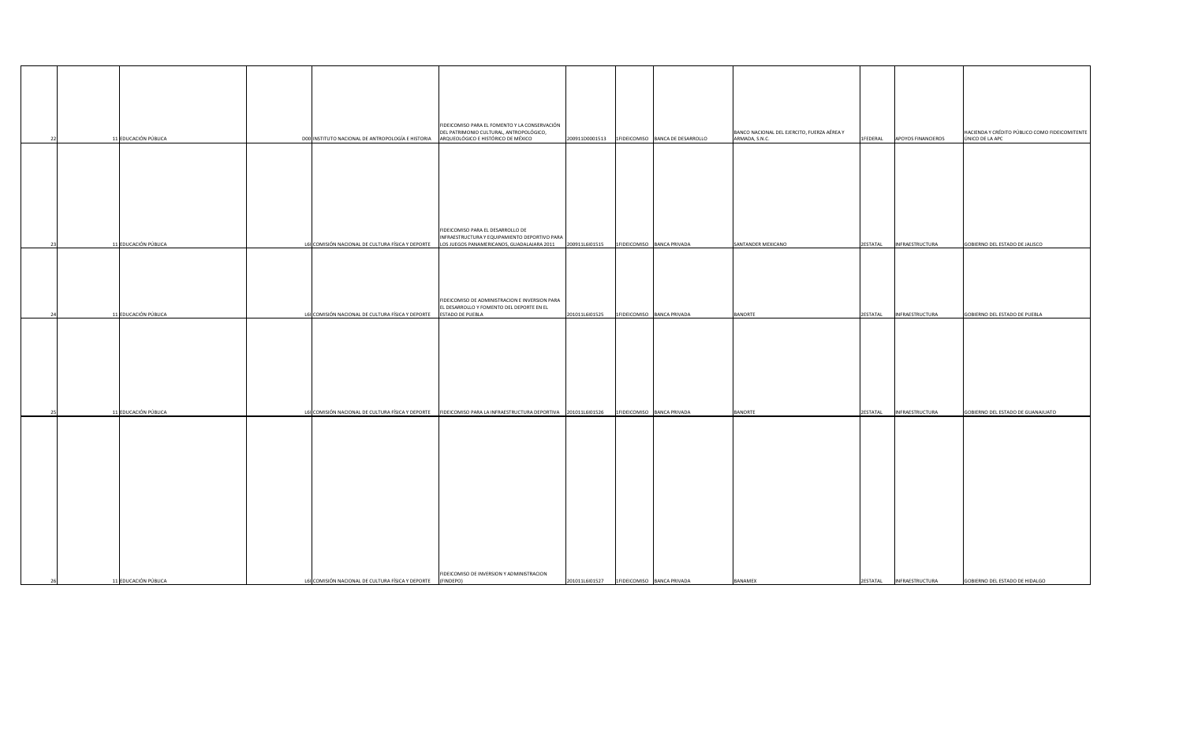| | | | | | | | | | | | | | | |
|---|---|---|---|---|---|---|---|---|---|---|---|---|---|---|
| 22 | 11 | EDUCACIÓN PÚBLICA | | D00 | INSTITUTO NACIONAL DE ANTROPOLOGÍA E HISTORIA | FIDEICOMISO PARA EL FOMENTO Y LA CONSERVACIÓN DEL PATRIMONIO CULTURAL, ANTROPOLÓGICO, ARQUEOLÓGICO E HISTÓRICO DE MÉXICO | 200911D0001513 | 1 | FIDEICOMISO | BANCA DE DESARROLLO | BANCO NACIONAL DEL EJERCITO, FUERZA AÉREA Y ARMADA, S.N.C. | 1 | FEDERAL | APOYOS FINANCIEROS | HACIENDA Y CRÉDITO PÚBLICO COMO FIDEICOMITENTE ÚNICO DE LA APC |
| 23 | 11 | EDUCACIÓN PÚBLICA | | L6I | COMISIÓN NACIONAL DE CULTURA FÍSICA Y DEPORTE | FIDEICOMISO PARA EL DESARROLLO DE INFRAESTRUCTURA Y EQUIPAMIENTO DEPORTIVO PARA LOS JUEGOS PANAMERICANOS, GUADALAJARA 2011 | 200911L6I01515 | 1 | FIDEICOMISO | BANCA PRIVADA | SANTANDER MEXICANO | 2 | ESTATAL | INFRAESTRUCTURA | GOBIERNO DEL ESTADO DE JALISCO |
| 24 | 11 | EDUCACIÓN PÚBLICA | | L6I | COMISIÓN NACIONAL DE CULTURA FÍSICA Y DEPORTE | FIDEICOMISO DE ADMINISTRACION E INVERSION PARA EL DESARROLLO Y FOMENTO DEL DEPORTE EN EL ESTADO DE PUEBLA | 201011L6I01525 | 1 | FIDEICOMISO | BANCA PRIVADA | BANORTE | 2 | ESTATAL | INFRAESTRUCTURA | GOBIERNO DEL ESTADO DE PUEBLA |
| 25 | 11 | EDUCACIÓN PÚBLICA | | L6I | COMISIÓN NACIONAL DE CULTURA FÍSICA Y DEPORTE | FIDEICOMISO PARA LA INFRAESTRUCTURA DEPORTIVA | 201011L6I01526 | 1 | FIDEICOMISO | BANCA PRIVADA | BANORTE | 2 | ESTATAL | INFRAESTRUCTURA | GOBIERNO DEL ESTADO DE GUANAJUATO |
| 26 | 11 | EDUCACIÓN PÚBLICA | | L6I | COMISIÓN NACIONAL DE CULTURA FÍSICA Y DEPORTE | FIDEICOMISO DE INVERSION Y ADMINISTRACION (FINDEPO) | 201011L6I01527 | 1 | FIDEICOMISO | BANCA PRIVADA | BANAMEX | 2 | ESTATAL | INFRAESTRUCTURA | GOBIERNO DEL ESTADO DE HIDALGO |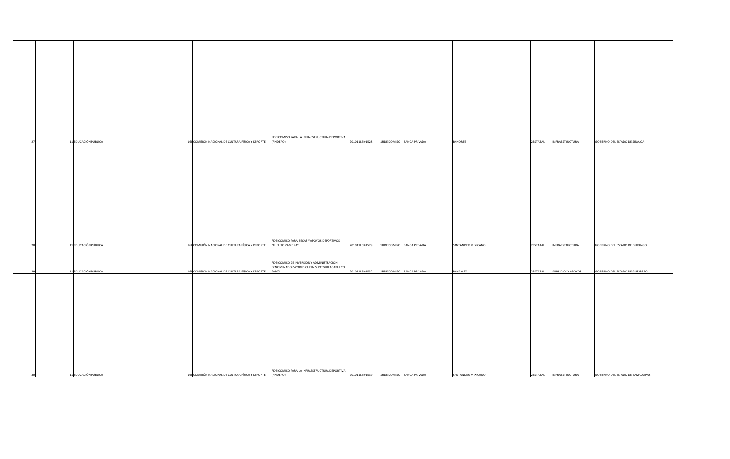| 27 | 11 | EDUCACIÓN PÚBLICA | L6I | COMISIÓN NACIONAL DE CULTURA FÍSICA Y DEPORTE | FIDEICOMISO PARA LA INFRAESTRUCTURA DEPORTIVA (FINDEPO) | 201011L6I01528 | 1 | FIDEICOMISO | BANCA PRIVADA | BANORTE | 2 | ESTATAL | INFRAESTRUCTURA | GOBIERNO DEL ESTADO DE SINALOA |
|---|---|---|---|---|---|---|---|---|---|---|---|---|---|---|
| 28 | 11 | EDUCACIÓN PÚBLICA | L6I | COMISIÓN NACIONAL DE CULTURA FÍSICA Y DEPORTE | FIDEICOMISO PARA BECAS Y APOYOS DEPORTIVOS "CHELITO ZAMORA" | 201011L6I01529 | 1 | FIDEICOMISO | BANCA PRIVADA | SANTANDER MEXICANO | 2 | ESTATAL | INFRAESTRUCTURA | GOBIERNO DEL ESTADO DE DURANGO |
| 29 | 11 | EDUCACIÓN PÚBLICA | L6I | COMISIÓN NACIONAL DE CULTURA FÍSICA Y DEPORTE | FIDEICOMISO DE INVERSIÓN Y ADMINISTRACIÓN DENOMINADO ?WORLD CUP IN SHOTGUN ACAPULCO 2010? | 201011L6I01532 | 1 | FIDEICOMISO | BANCA PRIVADA | BANAMEX | 2 | ESTATAL | SUBSIDIOS Y APOYOS | GOBIERNO DEL ESTADO DE GUERRERO |
| 30 | 11 | EDUCACIÓN PÚBLICA | L6I | COMISIÓN NACIONAL DE CULTURA FÍSICA Y DEPORTE | FIDEICOMISO PARA LA INFRAESTRUCTURA DEPORTIVA (FINDEPO) | 201011L6I01539 | 1 | FIDEICOMISO | BANCA PRIVADA | SANTANDER MEXICANO | 2 | ESTATAL | INFRAESTRUCTURA | GOBIERNO DEL ESTADO DE TAMAULIPAS |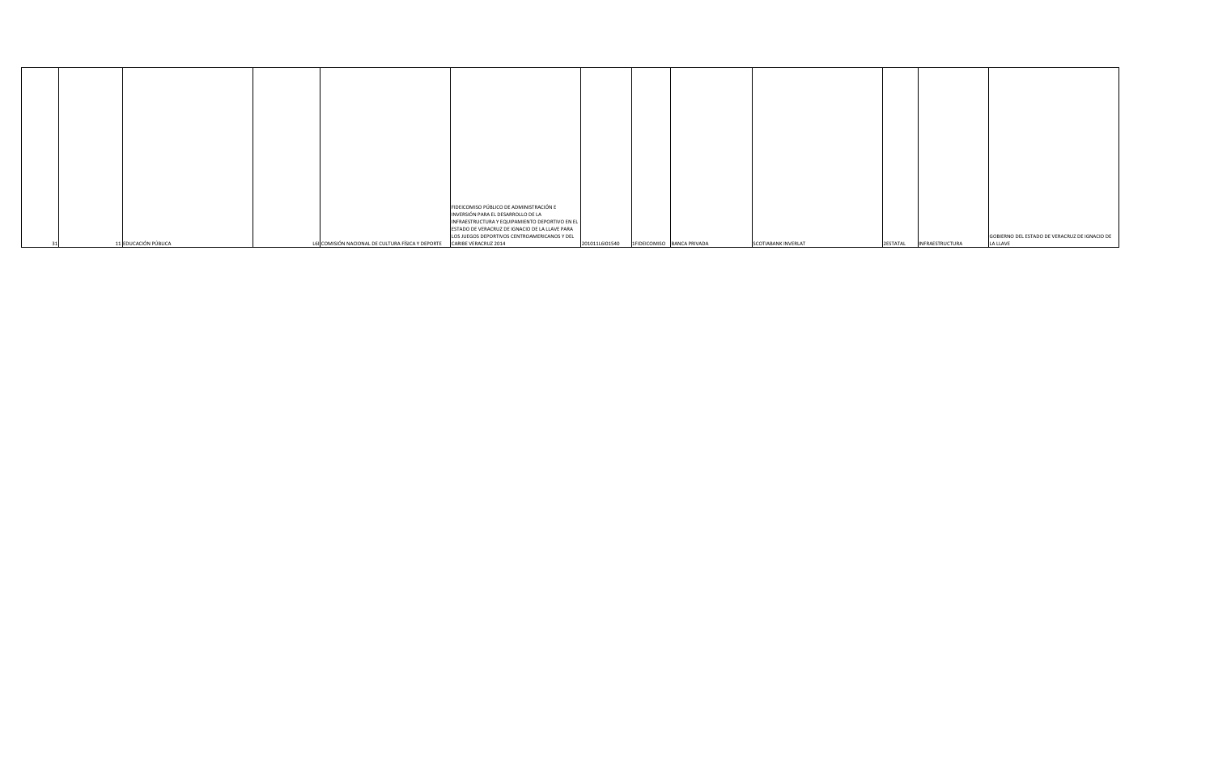| | | | | | | | | | | | | | | | | |
|---|---|---|---|---|---|---|---|---|---|---|---|---|---|---|---|---|
| 31 | | 11 | EDUCACIÓN PÚBLICA | | L6I | COMISIÓN NACIONAL DE CULTURA FÍSICA Y DEPORTE | FIDEICOMISO PÚBLICO DE ADMINISTRACIÓN E INVERSIÓN PARA EL DESARROLLO DE LA INFRAESTRUCTURA Y EQUIPAMIENTO DEPORTIVO EN EL ESTADO DE VERACRUZ DE IGNACIO DE LA LLAVE PARA LOS JUEGOS DEPORTIVOS CENTROAMERICANOS Y DEL CARIBE VERACRUZ 2014 | 201011L6I01540 | 1 | FIDEICOMISO | BANCA PRIVADA | SCOTIABANK INVERLAT | 2 | ESTATAL | INFRAESTRUCTURA | GOBIERNO DEL ESTADO DE VERACRUZ DE IGNACIO DE LA LLAVE |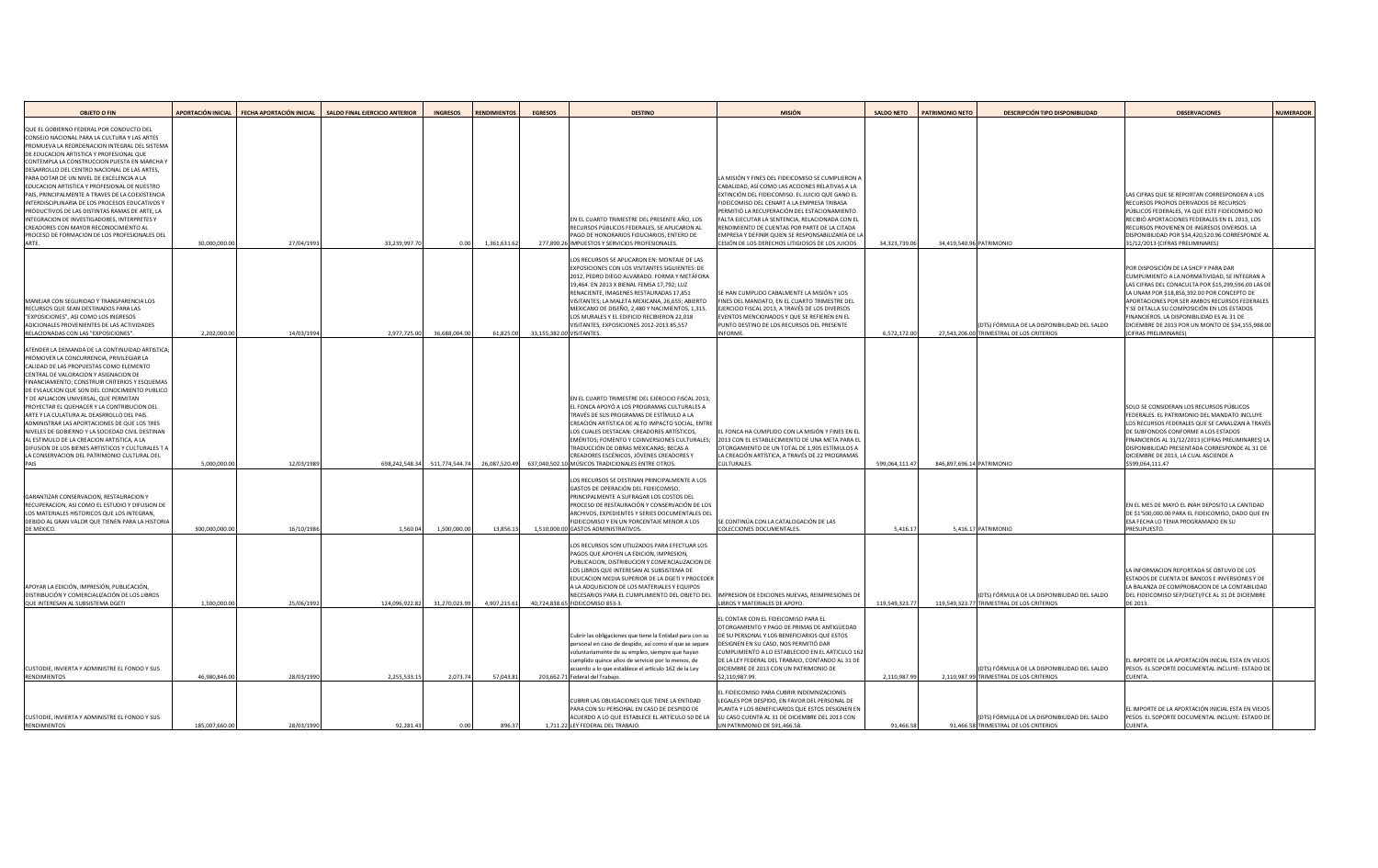| OBJETO O FIN | APORTACIÓN INICIAL | FECHA APORTACIÓN INICIAL | SALDO FINAL EJERCICIO ANTERIOR | INGRESOS | RENDIMIENTOS | EGRESOS | DESTINO | MISIÓN | SALDO NETO | PATRIMONIO NETO | DESCRIPCIÓN TIPO DISPONIBILIDAD | OBSERVACIONES | NUMERADOR |
|---|---|---|---|---|---|---|---|---|---|---|---|---|---|
| QUE EL GOBIERNO FEDERAL POR CONDUCTO DEL CONSEJO NACIONAL PARA LA CULTURA Y LAS ARTES PROMUEVA LA REORDENACION INTEGRAL DEL SISTEMA DE EDUCACION ARTISTICA Y PROFESIONAL QUE CONTEMPLA LA CONSTRUCCION PUESTA EN MARCHA Y DESARROLLO DEL CENTRO NACIONAL DE LAS ARTES, PARA DOTAR DE UN NIVEL DE EXCELENCIA A LA EDUCACION ARTISTICA Y PROFESIONAL DE NUESTRO PAIS, PRINCIPALMENTE A TRAVES DE LA COEXISTENCIA INTERDISCIPLINARIA DE LOS PROCESOS EDUCATIVOS Y PRODUCTIVOS DE LAS DISTINTAS RAMAS DE ARTE, LA INTEGRACION DE INVESTIGADORES, INTERPRETES Y CREADORES CON MAYOR RECONOCIMIENTO AL PROCESO DE FORMACION DE LOS PROFESIONALES DEL ARTE. | 30,000,000.00 | 27/04/1993 | 33,239,997.70 | 0.00 | 1,361,631.62 | 277,890.26 | EN EL CUARTO TRIMESTRE DEL PRESENTE AÑO, LOS RECURSOS PÚBLICOS FEDERALES, SE APLICARON AL PAGO DE HONORARIOS FIDUCIARIOS, ENTERO DE IMPUESTOS Y SERVICIOS PROFESIONALES. | LA MISIÓN Y FINES DEL FIDEICOMISO SE CUMPLIERON A CABALIDAD, ASÍ COMO LAS ACCIONES RELATIVAS A LA EXTINCIÓN DEL FIDEICOMISO. EL JUICIO QUE GANO EL FIDEICOMISO DEL CENART A LA EMPRESA TRIBASA PERMITIÓ LA RECUPERACIÓN DEL ESTACIONAMIENTO. FALTA EJECUTAR LA SENTENCIA, RELACIONADA CON EL RENDIMIENTO DE CUENTAS POR PARTE DE LA CITADA EMPRESA Y DEFINIR QUIEN SE RESPONSABILIZARÍA DE LA CESIÓN DE LOS DERECHOS LITIGIOSOS DE LOS JUICIOS | 34,323,739.06 | 34,419,540.96 | PATRIMONIO | LAS CIFRAS QUE SE REPORTAN CORRESPONDEN A LOS RECURSOS PROPIOS DERIVADOS DE RECURSOS PÚBLICOS FEDERALES, YA QUE ESTE FIDEICOMISO NO RECIBIÓ APORTACIONES FEDERALES EN EL 2013, LOS RECURSOS PROVIENEN DE INGRESOS DIVERSOS. LA DISPONIBILIDAD POR $34,420,520.96 CORRESPONDE AL 31/12/2013 (CIFRAS PRELIMINARES) | |
| MANEJAR CON SEGURIDAD Y TRANSPARENCIA LOS RECURSOS QUE SEAN DESTINADOS PARA LAS "EXPOSICIONES", ASI COMO LOS INGRESOS ADICIONALES PROVENIENTES DE LAS ACTIVIDADES RELACIONADAS CON LAS "EXPOSICIONES". | 2,202,000.00 | 14/03/1994 | 2,977,725.00 | 36,688,004.00 | 61,825.00 | 33,155,382.00 | LOS RECURSOS SE APLICARON EN: MONTAJE DE LAS EXPOSICIONES CON LOS VISITANTES SIGUIENTES: DE 2012, PEDRO DIEGO ALVARADO. FORMA Y METÁFORA 19,464. EN 2013 X BIENAL FEMSA 17,792; LUZ RENACIENTE, IMAGENES RESTAURADAS 17,851 VISITANTES; LA MALETA MEXICANA, 26,655; ABIERTO MEXICANO DE DISEÑO, 2,480 Y NACIMIENTOS, 1,315. LOS MURALES Y EL EDIFICIO RECIBIERON 22,018 VISITANTES, EXPOSICIONES 2012-2013 85,557 VISITANTES. | SE HAN CUMPLIDO CABALMENTE LA MISIÓN Y LOS FINES DEL MANDATO, EN EL CUARTO TRIMESTRE DEL EJERCICIO FISCAL 2013, A TRAVÉS DE LOS DIVERSOS EVENTOS MENCIONADOS Y QUE SE REFIEREN EN EL PUNTO DESTINO DE LOS RECURSOS DEL PRESENTE INFORME. | 6,572,172.00 | 27,543,206.00 | (DTS) FÓRMULA DE LA DISPONIBILIDAD DEL SALDO TRIMESTRAL DE LOS CRITERIOS | POR DISPOSICIÓN DE LA SHCP Y PARA DAR CUMPLIMIENTO A LA NORMATIVIDAD, SE INTEGRAN A LAS CIFRAS DEL CONACULTA POR $15,299,596.00 LAS DE LA UNAM POR $18,856,392.00 POR CONCEPTO DE APORTACIONES POR SER AMBOS RECURSOS FEDERALES Y SE DETALLA SU COMPOSICIÓN EN LOS ESTADOS FINANCIEROS. LA DISPONIBILIDAD ES AL 31 DE DICIEMBRE DE 2013 POR UN MONTO DE $34,155,988.00 (CIFRAS PRELIMINARES) | |
| ATENDER LA DEMANDA DE LA CONTINUIDAD ARTISTICA; PROMOVER LA CONCURRENCIA, PRIVILEGIAR LA CALIDAD DE LAS PROPUESTAS COMO ELEMENTO CENTRAL DE VALORACION Y ASIGNACION DE FINANCIAMIENTO; CONSTRUIR CRITERIOS Y ESQUEMAS DE EVALUACION QUE SON DEL CONOCIMIENTO PUBLICO Y DE APLICACIÓN UNIVERSAL, QUE PERMITAN PROYECTAR EL QUEHACER Y LA CONTRIBUCION DEL ARTE Y LA CULATURA AL DEASRROLLO DEL PAIS. ADMINISTRAR LAS APORTACIONES DE QUE LOS TRES NIVELES DE GOBIERNO Y LA SOCIEDAD CIVIL DESTINAN AL ESTIMULO DE LA CREACION ARTISTICA, A LA DIFUSION DE LOS BIENES ARTISTICOS Y CULTURALES Y A LA CONSERVACION DEL PATRIMONIO CULTURAL DEL PAIS | 5,000,000.00 | 12/03/1989 | 698,242,548.34 | 511,774,544.74 | 26,087,520.49 | 637,040,502.10 | EN EL CUARTO TRIMESTRE DEL EJERCICIO FISCAL 2013, EL FONCA APOYÓ A LOS PROGRAMAS CULTURALES A TRAVÉS DE SUS PROGRAMAS DE ESTÍMULO A LA CREACIÓN ARTÍSTICA DE ALTO IMPACTO SOCIAL, ENTRE LOS CUALES DESTACAN: CREADORES ARTÍSTICOS, EMÉRITOS; FOMENTO Y COINVERSIONES CULTURALES; TRADUCCIÓN DE OBRAS MEXICANAS; BECAS A CREADORES ESCÉNICOS, JÓVENES CREADORES Y MÚSICOS TRADICIONALES ENTRE OTROS. | EL FONCA HA CUMPLIDO CON LA MISIÓN Y FINES EN EL 2013 CON EL ESTABLECIMIENTO DE UNA META PARA EL OTORGAMIENTO DE UN TOTAL DE 1,905 ESTÍMULOS A LA CREACIÓN ARTÍSTICA, A TRAVÉS DE 22 PROGRAMAS CULTURALES. | 599,064,111.47 | 846,897,696.14 | PATRIMONIO | SOLO SE CONSIDERAN LOS RECURSOS PÚBLICOS FEDERALES. EL PATRIMONIO DEL MANDATO INCLUYE LOS RECURSOS FEDERALES QUE SE CANALIZAN A TRAVÉS DE SUBFONDOS CONFORME A LOS ESTADOS FINANCIEROS AL 31/12/2013 (CIFRAS PRELIMINARES) LA DISPONIBILIDAD PRESENTADA CORRESPONDE AL 31 DE DICIEMBRE DE 2013, LA CUAL ASCIENDE A $599,064,111.47 | |
| GARANTIZAR CONSERVACION, RESTAURACION Y RECUPERACION, ASI COMO EL ESTUDIO Y DIFUSION DE LOS MATERIALES HISTORICOS QUE LOS INTEGRAN, DEBIDO AL GRAN VALOR QUE TIENEN PARA LA HISTORIA DE MEXICO. | 300,000,000.00 | 16/10/1986 | 1,560.04 | 1,500,000.00 | 13,856.13 | 1,510,000.00 | LOS RECURSOS SE DESTINAN PRINCIPALMENTE A LOS GASTOS DE OPERACIÓN DEL FIDEICOMISO, PRINCIPALMENTE A SUFRAGAR LOS COSTOS DEL PROCESO DE RESTAURACIÓN Y CONSERVACIÓN DE LOS ARCHIVOS, EXPEDIENTES Y SERIES DOCUMENTALES DEL FIDEICOMISO Y EN UN PORCENTAJE MENOR A LOS GASTOS ADMINISTRATIVOS. | SE CONTINÚA CON LA CATALOGACIÓN DE LAS COLECCIONES DOCUMENTALES. | 5,416.17 | 5,416.17 | PATRIMONIO | EN EL MES DE MAYO EL INAH DEPOSITO LA CANTIDAD DE $1'500,000.00 PARA EL FIDEICOMISO, DADO QUE EN ESA FECHA LO TENIA PROGRAMADO EN SU PRESUPUESTO. | |
| APOYAR LA EDICIÓN, IMPRESIÓN, PUBLICACIÓN, DISTRIBUCIÓN Y COMERCIALIZACIÓN DE LOS LIBROS QUE INTERESAN AL SUBSISTEMA DGETI | 1,500,000.00 | 25/06/1992 | 124,096,922.82 | 31,270,023.99 | 4,907,215.61 | 40,724,838.65 | LOS RECURSOS SON UTILIZADOS PARA EFECTUAR LOS PAGOS QUE APOYEN LA EDICION, IMPRESION, PUBLICACION, DISTRIBUCION Y COMERCIALIZACION DE LOS LIBROS QUE INTERESAN AL SUBSISTEMA DE EDUCACION MEDIA SUPERIOR DE LA DGETI Y PROCEDER A LA ADQUISICION DE LOS MATERIALES Y EQUIPOS NECESARIOS PARA EL CUMPLIMIENTO DEL OBJETO DEL FIDEICOMISO 853-3. | IMPRESION DE EDICIONES NUEVAS, REIMPRESIONES DE LIBROS Y MATERIALES DE APOYO. | 119,549,323.77 | 119,549,323.77 | (DTS) FÓRMULA DE LA DISPONIBILIDAD DEL SALDO TRIMESTRAL DE LOS CRITERIOS | LA INFORMACION REPORTADA SE OBTUVO DE LOS ESTADOS DE CUENTA DE BANCOS E INVERSIONES Y DE LA BALANZA DE COMPROBACION DE LA CONTABILIDAD DEL FIDEICOMISO SEP/DGETI/FCE AL 31 DE DICIEMBRE DE 2013. | |
| CUSTODIE, INVIERTA Y ADMINISTRE EL FONDO Y SUS RENDIMIENTOS | 46,980,846.00 | 28/03/1990 | 2,255,533.15 | 2,073.74 | 57,043.81 | 203,662.71 | Cubrir las obligaciones que tiene la Entidad para con su personal en caso de despido, así como el que se separe voluntariamente de su empleo, siempre que hayan cumplido quince años de servicio por lo menos, de acuerdo a lo que establece el artículo 162 de la Ley Federal del Trabajo. | EL CONTAR CON EL FIDEICOMISO PARA EL OTORGAMIENTO Y PAGO DE PRIMAS DE ANTIGÜEDAD DE SU PERSONAL Y LOS BENEFICIARIOS QUE ESTOS DESIGNEN EN SU CASO, NOS PERMITIÓ DAR CUMPLIMIENTO A LO ESTABLECIDO EN EL ARTICULO 162 DE LA LEY FEDERAL DEL TRABAJO, CONTANDO AL 31 DE DICIEMBRE DE 2013 CON UN PATRIMONIO DE $2,110,987.99. | 2,110,987.99 | 2,110,987.99 | (DTS) FÓRMULA DE LA DISPONIBILIDAD DEL SALDO TRIMESTRAL DE LOS CRITERIOS | EL IMPORTE DE LA APORTACIÓN INICIAL ESTA EN VIEJOS PESOS. EL SOPORTE DOCUMENTAL INCLUYE: ESTADO DE CUENTA. | |
| CUSTODIE, INVIERTA Y ADMINISTRE EL FONDO Y SUS RENDIMIENTOS | 185,007,660.00 | 28/03/1990 | 92,281.43 | 0.00 | 896.37 | 1,711.22 | CUBRIR LAS OBLIGACIONES QUE TIENE LA ENTIDAD PARA CON SU PERSONAL EN CASO DE DESPIDO DE ACUERDO A LO QUE ESTABLECE EL ARTÍCULO 50 DE LA LEY FEDERAL DEL TRABAJO. | EL FIDEICOMISO PARA CUBRIR INDEMNIZACIONES LEGALES POR DESPIDO, EN FAVOR DEL PERSONAL DE PLANTA Y LOS BENEFICIARIOS QUE ESTOS DESIGNEN EN SU CASO CUENTA AL 31 DE DICIEMBRE DEL 2013 CON UN PATRIMONIO DE $91,466.58. | 91,466.58 | 91,466.58 | (DTS) FÓRMULA DE LA DISPONIBILIDAD DEL SALDO TRIMESTRAL DE LOS CRITERIOS | EL IMPORTE DE LA APORTACIÓN INICIAL ESTA EN VIEJOS PESOS. EL SOPORTE DOCUMENTAL INCLUYE: ESTADO DE CUENTA. | |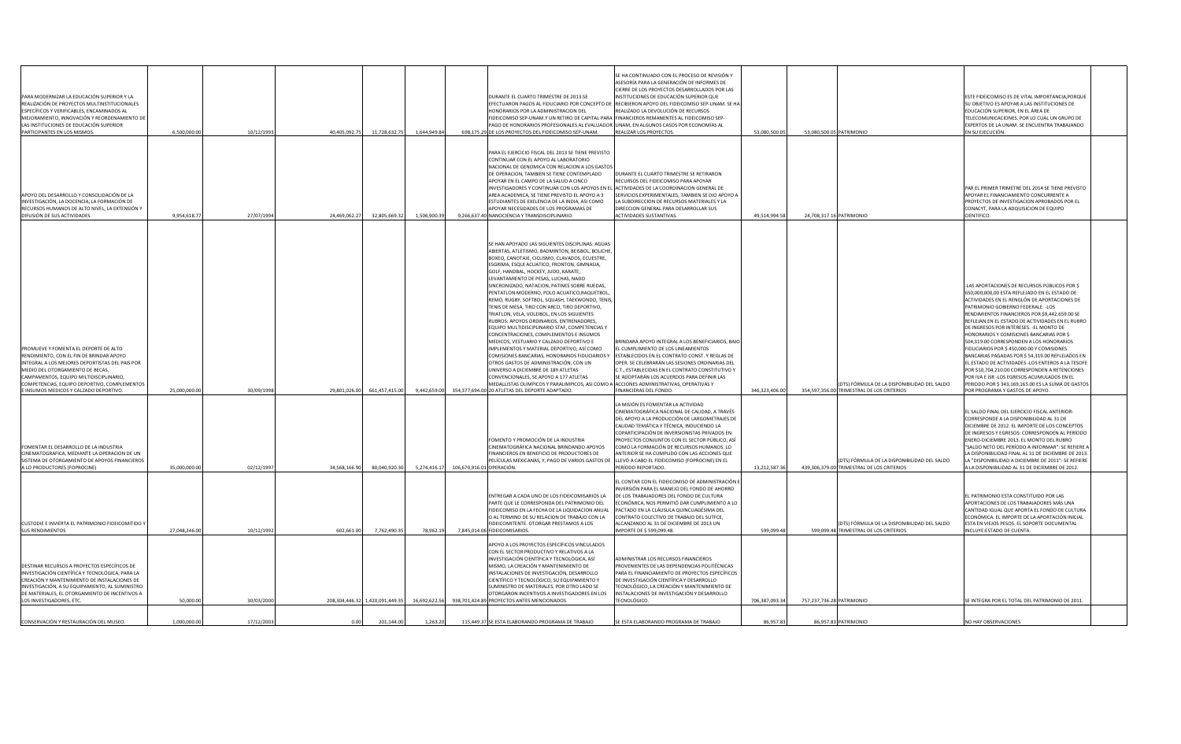| | | | | | | | | | | | | |
|---|---|---|---|---|---|---|---|---|---|---|---|---|
| PARA MODERNIZAR LA EDUCACIÓN SUPERIOR Y LA REALIZACIÓN DE PROYECTOS MULTINSTITUCIONALES ESPECÍFICOS Y VERIFICABLES, ENCAMINADOS AL MEJORAMIENTO, INNOVACIÓN Y REORDENAMIENTO DE LAS INSTITUCIONES DE EDUCACIÓN SUPERIOR PARTICIPANTES EN LOS MISMOS. | 6,500,000.00 | 10/12/1993 | 40,405,092.75 | 11,728,632.75 | 1,644,949.84 | 698,175.29 | DURANTE EL CUARTO TRIMESTRE DE 2013.SE EFECTUARON PAGOS AL FIDUCIARIO POR CONCEPTO DE HONORARIOS POR LA ADMINISTRACION DEL FIDEICOMISO SEP-UNAM.Y UN RETIRO DE CAPITAL PARA PAGO DE HONORARIOS PROFESIONALES AL EVALUADOR DE LOS PROYECTOS DEL FIDEICOMISO SEP-UNAM. | SE HA CONTINUADO CON EL PROCESO DE REVISIÓN Y ASESORÍA PARA LA GENERACIÓN DE INFORMES DE CIERRE DE LOS PROYECTOS DESARROLLADOS POR LAS INSTITUCIONES DE EDUCACIÓN SUPERIOR QUE RECIBIERON APOYO DEL FIDEICOMISO SEP-UNAM. SE HA REALIZADO LA DEVOLUCIÓN DE RECURSOS FINANCIEROS REMANENTES AL FIDEICOMISO SEP-UNAM, EN ALGUNOS CASOS POR ECONOMÍAS AL REALIZAR LOS PROYECTOS. | 53,080,500.05 | 53,080,500.05 | PATRIMONIO | ESTE FIDEICOMISO ES DE VITAL IMPORTANCIA,PORQUE SU OBJETIVO ES APOYAR A LAS INSTITUCIONES DE EDUCACIÓN SUPERIOR, EN EL ÁREA DE TELECOMUNICACIONES. POR LO CUAL UN GRUPO DE EXPERTOS DE LA UNAM. SE ENCUENTRA TRABAJANDO EN SU EJECUCIÓN. |
| APOYO DEL DESARROLLO Y CONSOLIDACIÓN DE LA INVESTIGACIÓN, LA DOCENCIA, LA FORMACIÓN DE RECURSOS HUMANOS DE ALTO NIVEL, LA EXTENSIÓN Y DIFUSIÓN DE SUS ACTIVIDADES. | 9,954,618.77 | 27/07/1994 | 24,469,062.27 | 32,805,669.32 | 1,506,900.39 | 9,266,637.40 | PARA EL EJERCICIO FISCAL DEL 2013 SE TIENE PREVISTO CONTINUAR CON EL APOYO AL LABORATORIO NACIONAL DE GENOMICA CON RELACION A LOS GASTOS DE OPERACION, TAMBIEN SE TIENE CONTEMPLADO APOYAR EN EL CAMPO DE LA SALUD A CINCO INVESTIGADORES Y CONTINUAR CON LOS APOYOS EN EL AREA ACADEMICA, SE TIENE PREVISTO EL APOYO A 3 ESTUDIANTES DE EXELENCIA DE LA INDIA, ASI COMO APOYAR NECESIDADES DE LOS PROGRAMAS DE NANOCIENCIA Y TRANSDISCIPLINARIO. | DURANTE EL CUARTO TRIMESTRE SE RETIRARON RECURSOS DEL FIDEICOMISO PARA APOYAR ACTIVIDADES DE LA COORDINACION GENERAL DE SERVICIOS EXPERIMENTALES, TAMBIEN SE DIO APOYO A LA SUBDIRECCION DE RECURSOS MATERIALES Y LA DIRECCION GENERAL PARA DESARROLLAR SUS ACTIVIDADES SUSTANTIVAS. | 49,514,994.58 | 24,708,317.16 | PATRIMONIO | PAR EL PRIMER TRIMETRE DEL 2014 SE TIENE PREVISTO APOYAR EL FINANCIAMIENTO CONCURRENTE A PROYECTOS DE INVESTIGACION APROBADOS POR EL CONACYT, PARA LA ADQUISICION DE EQUIPO CIENTIFICO. |
| PROMUEVE Y FOMENTA EL DEPORTE DE ALTO RENDIMIENTO, CON EL FIN DE BRINDAR APOYO INTEGRAL A LOS MEJORES DEPORTISTAS DEL PAIS POR MEDIO DEL OTORGAMIENTO DE BECAS, CAMPAMENTOS, EQUIPO MILTIDISCIPLINARIO, COMPETENCIAS, EQUIPO DEPORTIVO, COMPLEMENTOS E INSUMOS MEDICOS Y CALZADO DEPORTIVO. | 25,000,000.00 | 30/09/1998 | 29,801,026.00 | 661,457,415.00 | 9,442,659.00 | 354,377,694.00 | SE HAN APOYADO LAS SIGUIENTES DISCIPLINAS: AGUAS ABIERTAS, ATLETISMO, BADMINTON, BEISBOL, BOLICHE, BOXEO, CANOTAJE, CICLISMO, CLAVADOS, ECUESTRE, ESGRIMA, ESQUI ACUATICO, FRONTON, GIMNASIA, GOLF, HANDBAL, HOCKEY, JUDO, KARATE, LEVANTAMIENTO DE PESAS, LUCHAS, NADO SINCRONIZADO, NATACION, PATINES SOBRE RUEDAS, PENTATLON MODERNO, POLO ACUATICO,RAQUETBOL, REMO, RUGBY, SOFTBOL, SQUASH, TAEKWONDO, TENIS, TENIS DE MESA, TIRO CON ARCO, TIRO DEPORTIVO, TRIATLON, VELA, VOLEIBOL, EN LOS SIGUIENTES RUBROS: APOYOS ORDINARIOS, ENTRENADORES, EQUIPO MULTIDISCIPLINARIO STAF, COMPETENCIAS Y CONCENTRACIONES, COMPLEMENTOS E INSUMOS MEDICOS, VESTUARIO Y CALZADO DEPORTIVO E IMPLEMENTOS Y MATERIAL DEPORTIVO, ASÍ COMO COMISIONES BANCARIAS, HONORARIOS FIDUCIARIOS Y OTROS GASTOS DE ADMINISTRACIÓN, CON UN UNIVERSO A DICIEMBRE DE 189 ATLETAS CONVENCIONALES, SE APOYO A 177 ATLETAS MEDALLISTAS OLIMPICOS Y PARALIMPICOS, ASI COMO A 20 ATLETAS DEL DEPORTE ADAPTADO. | BRINDARÁ APOYO INTEGRAL A LOS BENEFICIARIOS, BAJO EL CUMPLIMIENTO DE LOS LINEAMIENTOS ESTABLECIDOS EN EL CONTRATO CONST. Y REGLAS DE OPER. SE CELEBRARÁN LAS SESIONES ORDINARIAS DEL C.T., ESTABLECIDAS EN EL CONTRATO CONSTITUTIVO Y SE ADOPTARÁN LOS ACUERDOS PARA DEFINIR LAS ACCIONES ADMINISTRATIVAS, OPERATIVAS Y FINANCIERAS DEL FONDO. | 346,323,406.00 | 354,597,356.00 | (DTS) FÓRMULA DE LA DISPONIBILIDAD DEL SALDO TRIMESTRAL DE LOS CRITERIOS | -LAS APORTACIONES DE RECURSOS PÚBLICOS POR $ 650,000,000.00 ESTA REFLEJADO EN EL ESTADO DE ACTIVIDADES EN EL RENGLÓN DE APORTACIONES DE PATRIMONIO GOBIERNO FEDERALE. -LOS RENDIMIENTOS FINANCIEROS POR $9,442,659.00 SE REFLEJAN EN EL ESTADO DE ACTIVIDADES EN EL RUBRO DE INGRESOS POR INTERESES. -EL MONTO DE HONORARIOS Y COMISIONES BANCARIAS POR $ 504,319.00 CORRESPONDEN A LOS HONORARIOS FIDUCIARIOS POR $ 450,000.00 Y COMISIONES BANCARIAS PAGADAS POR $ 54,319.00 REFLEJADOS EN EL ESTADO DE ACTIVIDADES -LOS ENTEROS A LA TESOFE POR $10,704,210.00 CORRESPONDEN A RETENCIONES POR IVA E ISR -LOS EGRESOS ACUMULADOS EN EL PERIODO POR $ 343,169,165.00 ES LA SUMA DE GASTOS POR PROGRAMA Y GASTOS DE APOYO. |
| FOMENTAR EL DESARROLLO DE LA INDUSTRIA CINEMATOGRAFICA, MEDIANTE LA OPERACION DE UN SISTEMA DE OTORGAMIENTO DE APOYOS FINANCIEROS A LO PRODUCTORES (FOPROCINE) | 35,000,000.00 | 02/12/1997 | 34,568,166.90 | 80,040,920.30 | 5,274,416.17 | 106,670,916.01 | FOMENTO Y PROMOCIÓN DE LA INDUSTRIA CINEMATOGRÁFICA NACIONAL BRINDANDO APOYOS FINANCIEROS EN BENEFICIO DE PRODUCTORES DE PELÍCULAS MEXICANAS, Y, PAGO DE VARIOS GASTOS DE OPERACIÓN. | LA MISIÓN ES FOMENTAR LA ACTIVIDAD CINEMATOGRÁFICA NACIONAL DE CALIDAD, A TRAVÉS DEL APOYO A LA PRODUCCIÓN DE LARGOMETRAJES DE CALIDAD TEMÁTICA Y TÉCNICA, INDUCIENDO LA COPARTICIPACIÓN DE INVERSIONISTAS PRIVADOS EN PROYECTOS CONJUNTOS CON EL SECTOR PÚBLICO, ASÍ COMO LA FORMACIÓN DE RECURSOS HUMANOS. LO ANTERIOR SE HA CUMPLIDO CON LAS ACCIONES QUE LLEVÓ A CABO EL FIDEICOMISO (FOPROCINE) EN EL PERÍODO REPORTADO. | 13,212,587.36 | 439,306,370.00 | (DTS) FÓRMULA DE LA DISPONIBILIDAD DEL SALDO TRIMESTRAL DE LOS CRITERIOS | EL SALDO FINAL DEL EJERCICIO FISCAL ANTERIOR: CORRESPONDE A LA DISPONIBILIDAD AL 31 DE DICIEMBRE DE 2012. EL IMPORTE DE LOS CONCEPTOS DE INGRESOS Y EGRESOS: CORRESPONDEN AL PERÍODO ENERO-DICIEMBRE 2013. EL MONTO DEL RUBRO "SALDO NETO DEL PERÍODO A INFORMAR": SE REFIERE A LA DISPONIBILIDAD FINAL AL 31 DE DICIEMBRE DE 2013. LA "DISPONIBILIDAD A DICIEMBRE DE 2011": SE REFIERE A LA DISPONIBILIDAD AL 31 DE DICIEMBRE DE 2012. |
| CUSTODIE E INVIERTA EL PATRIMONIO FIDEICOMITIDO Y SUS RENDIMIENTOS | 27,048,246.00 | 10/12/1992 | 602,661.00 | 7,762,490.35 | 78,962.19 | 7,845,014.06 | ENTREGAR A CADA UNO DE LOS FIDEICOMISARIOS LA PARTE QUE LE CORRESPONDA DEL PATRIMONIO DEL FIDEICOMISO EN LA FECHA DE LA LIQUIDACION ANUAL O AL TERMINO DE SU RELACION DE TRABAJO CON LA FIDEICOMITENTE. OTORGAR PRESTAMOS A LOS FIDEICOMISARIOS. | EL CONTAR CON EL FIDEICOMISO DE ADMINISTRACIÓN E INVERSIÓN PARA EL MANEJO DEL FONDO DE AHORRO DE LOS TRABAJADORES DEL FONDO DE CULTURA ECONÓMICA, NOS PERMITIÓ DAR CUMPLIMIENTO A LO PACTADO EN LA CLÁUSULA QUINCUAGÉSIMA DEL CONTRATO COLECTIVO DE TRABAJO DEL SUTFCE, ALCANZANDO AL 31 DE DICIEMBRE DE 2013 UN IMPORTE DE $ 599,099.48. | 599,099.48 | 599,099.48 | (DTS) FÓRMULA DE LA DISPONIBILIDAD DEL SALDO TRIMESTRAL DE LOS CRITERIOS | EL PATRIMONIO ESTA CONSTITUIDO POR LAS APORTACIONES DE LOS TRABAJADORES MÁS UNA CANTIDAD IGUAL QUE APORTA EL FONDO DE CULTURA ECONÓMICA. EL IMPORTE DE LA APORTACIÓN INICIAL ESTA EN VIEJOS PESOS. EL SOPORTE DOCUMENTAL INCLUYE:ESTADO DE CUENTA. |
| DESTINAR RECURSOS A PROYECTOS ESPECÍFICOS DE INVESTIGACIÓN CIENTÍFICA Y TECNOLÓGICA, PARA LA CREACIÓN Y MANTENIMIENTO DE INSTALACIONES DE INVESTIGACIÓN, A SU EQUIPAMIENTO, AL SUMINISTRO DE MATERIALES, EL OTORGAMIENTO DE INCENTIVOS A LOS INVESTIGADORES, ETC. | 50,000.00 | 30/03/2000 | 208,304,446.32 | 1,420,091,449.35 | 16,692,622.56 | 938,701,424.89 | APOYO A LOS PROYECTOS ESPECÍFICOS VINCULADOS CON EL SECTOR PRODUCTIVO Y RELATIVOS A LA INVESTIGACIÓN CIENTÍFICA Y TECNOLÓGICA, ASÍ MISMO, LA CREACIÓN Y MANTENIMIENTO DE INSTALACIONES DE INVESTIGACIÓN, DESARROLLO CIENTÍFICO Y TECNOLÓGICO, SU EQUIPAMIENTO Y SUMINISTRO DE MATERIALES. POR OTRO LADO SE OTORGARON INCENTIVOS A INVESTIGADORES EN LOS PROYECTOS ANTES MENCIONADOS. | ADMINISTRAR LOS RECURSOS FINANCIEROS PROVENIENTES DE LAS DEPENDENCIAS POLITÉCNICAS PARA EL FINANCIAMIENTO DE PROYECTOS ESPECÍFICOS DE INVESTIGACIÓN CIENTÍFICA Y DESARROLLO TECNOLÓGICO, LA CREACIÓN Y MANTENIMIENTO DE INSTALACIONES DE INVESTIGACIÓN Y DESARROLLO TECNOLÓGICO. | 706,387,093.34 | 757,237,736.28 | PATRIMONIO | SE INTEGRA POR EL TOTAL DEL PATRIMONIO DE 2011. |
| CONSERVACIÓN Y RESTAURACIÓN DEL MUSEO. | 1,000,000.00 | 17/12/2003 | 0.00 | 201,144.00 | 1,263.20 | 115,449.37 | SE ESTA ELABORANDO PROGRAMA DE TRABAJO | SE ESTA ELABORANDO PROGRAMA DE TRABAJO | 86,957.83 | 86,957.83 | PATRIMONIO | NO HAY OBSERVACIONES |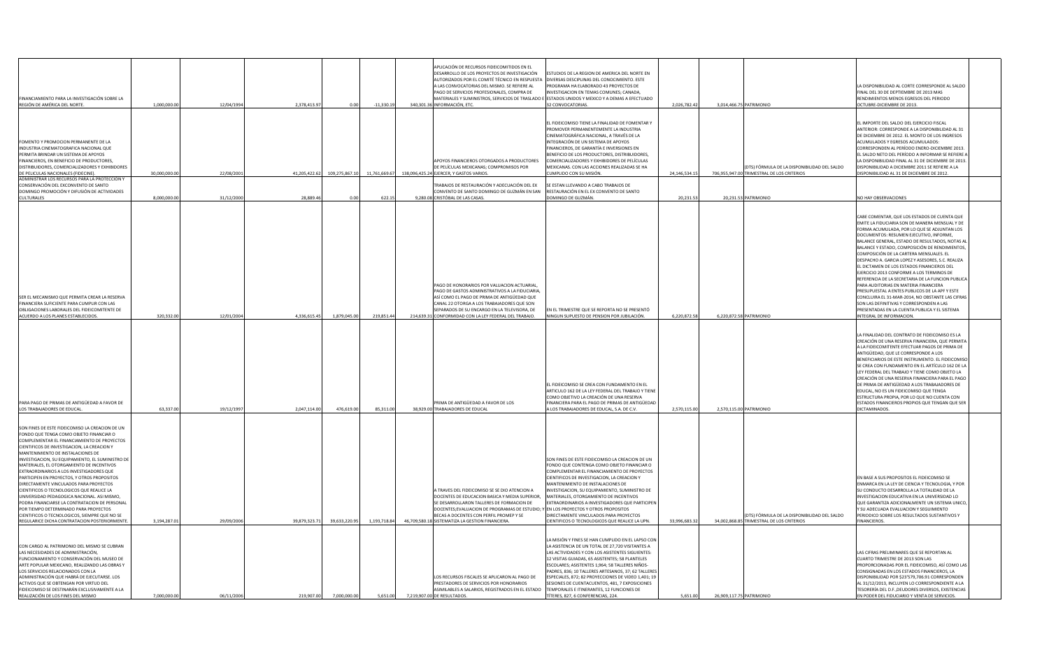| | | | | | | | | | | | | | |
|---|---|---|---|---|---|---|---|---|---|---|---|---|---|
| FINANCIAMIENTO PARA LA INVESTIGACIÓN SOBRE LA REGIÓN DE AMÉRICA DEL NORTE. | 1,000,000.00 | 12/04/1994 | 2,378,413.97 | 0.00 | -11,330.19 | 340,301.36 | APLICACIÓN DE RECURSOS FIDEICOMITIDOS EN EL DESARROLLO DE LOS PROYECTOS DE INVESTIGACIÓN AUTORIZADOS POR EL COMITÉ TÉCNICO EN RESPUESTA A LAS CONVOCATORIAS DEL MISMO. SE REFIERE AL PAGO DE SERVICIOS PROFESIONALES, COMPRA DE MATERIALES Y SUMINISTROS, SERVICIOS DE TRASLADO E INFORMACIÓN, ETC. | ESTUDIOS DE LA REGION DE AMERICA DEL NORTE EN DIVERSAS DESCIPLINAS DEL CONOCIMIENTO. ESTE PROGRAMA HA ELABORADO 43 PROYECTOS DE INVESTIGACION EN TEMAS COMUNES; CANADA, ESTADOS UNIDOS Y MEXICO Y A DEMAS A EFECTUADO 32 CONVOCATORIAS. | 2,026,782.42 | 3,014,466.75 | PATRIMONIO | LA DISPONIBILIDAD AL CORTE CORRESPONDE AL SALDO FINAL DEL 30 DE DEPTIEMBRE DE 2013 MAS RENDIMIENTOS MENOS EGRESOS DEL PERIODO OCTUBRE-DICIEMBRE DE 2013. | |
| FOMENTO Y PROMOCION PERMANENTE DE LA INDUSTRIA CINEMATOGRAFICA NACIONAL QUE PERMITA BRINDAR UN SISTEMA DE APOYOS FINANCIEROS, EN BENEFICIO DE PRODUCTORES, DISTRIBUIDORES, COMERCIALIZADORES Y EXHIBIDORES DE PELICULAS NACIONALES (FIDECINE). | 30,000,000.00 | 22/08/2001 | 41,205,422.62 | 109,275,867.10 | 11,761,669.67 | 138,096,425.24 | APOYOS FINANCIEROS OTORGADOS A PRODUCTORES DE PELÍCULAS MEXICANAS; COMPROMISOS POR EJERCER, Y GASTOS VARIOS. | EL FIDEICOMISO TIENE LA FINALIDAD DE FOMENTAR Y PROMOVER PERMANENTEMENTE LA INDUSTRIA CINEMATOGRÁFICA NACIONAL, A TRAVÉS DE LA INTEGRACIÓN DE UN SISTEMA DE APOYOS FINANCIEROS, DE GARANTÍA E INVERSIONES EN BENEFICIO DE LOS PRODUCTORES, DISTRIBUIDORES, COMERCIALIZADORES Y EXHIBIDORES DE PELÍCULAS MEXICANAS. CON LAS ACCIONES REALIZADAS SE HA CUMPLIDO CON SU MISIÓN. | 24,146,534.15 | 706,955,947.00 | (DTS) FÓRMULA DE LA DISPONIBILIDAD DEL SALDO TRIMESTRAL DE LOS CRITERIOS | EL IMPORTE DEL SALDO DEL EJERCICIO FISCAL ANTERIOR: CORRESPONDE A LA DISPONIBILIDAD AL 31 DE DICIEMBRE DE 2012. EL MONTO DE LOS INGRESOS ACUMULADOS Y EGRESOS ACUMULADOS: CORRESPONDEN AL PERÍODO ENERO-DICIEMBRE 2013. EL SALDO NETO DEL PERÍODO A INFORMAR SE REFIERE A LA DISPONIBILIDAD FINAL AL 31 DE DICIEMBRE DE 2013. DISPONIBILIDAD A DICIEMBRE 2011 SE REFIERE A LA DISPONIBILIDAD AL 31 DE DICIEMBRE DE 2012. | |
| ADMINISTRAR LOS RECURSOS PARA LA PROTECCIÓN Y CONSERVACIÓN DEL EXCONVENTO DE SANTO DOMINGO PROMOCIÓN Y DIFUSIÓN DE ACTIVIDADES CULTURALES | 8,000,000.00 | 31/12/2000 | 28,889.46 | 0.00 | 622.15 | 9,280.08 | TRABAJOS DE RESTAURACIÓN Y ADECUACIÓN DEL EX CONVENTO DE SANTO DOMINGO DE GUZMÁN EN SAN CRISTÓBAL DE LAS CASAS. | SE ESTAN LLEVANDO A CABO TRABAJOS DE RESTAURACIÓN EN EL EX CONVENTO DE SANTO DOMINGO DE GUZMÁN. | 20,231.53 | 20,231.53 | PATRIMONIO | NO HAY OBSERVACIONES | |
| SER EL MECANISMO QUE PERMITA CREAR LA RESERVA FINANCIERA SUFICIENTE PARA CUMPLIR CON LAS OBLIGACIONES LABORALES DEL FIDEICOMITENTE DE ACUERDO A LOS PLANES ESTABLECIDOS. | 320,332.00 | 12/01/2004 | 4,336,615.45 | 1,879,045.00 | 219,851.44 | 214,639.31 | PAGO DE HONORARIOS POR VALUACION ACTUARIAL, PAGO DE GASTOS ADMINISTRATIVOS A LA FIDUCIARIA, ASÍ COMO EL PAGO DE PRIMA DE ANTIGÜEDAD QUE CANAL 22 OTORGA A LOS TRABAJADORES QUE SON SEPARADOS DE SU ENCARGO EN LA TELEVISORA, DE CONFORMIDAD CON LA LEY FEDERAL DEL TRABAJO. | EN EL TRIMESTRE QUE SE REPORTA NO SE PRESENTÓ NINGUN SUPUESTO DE PENSION POR JUBILACIÓN. | 6,220,872.58 | 6,220,872.58 | PATRIMONIO | CABE COMENTAR, QUE LOS ESTADOS DE CUENTA QUE EMITE LA FIDUCIARIA SON DE MANERA MENSUAL Y DE FORMA ACUMULADA, POR LO QUE SE ADJUNTAN LOS DOCUMENTOS: RESUMEN EJECUTIVO, INFORME, BALANCE GENERAL, ESTADO DE RESULTADOS, NOTAS AL BALANCE Y ESTADO, COMPOSICIÓN DE RENDIMIENTOS, COMPOSICIÓN DE LA CARTERA MENSUALES. EL DESPACHO A. GARCIA LOPEZ Y ASESORES, S.C. REALIZA EL DICTAMEN DE LOS ESTADOS FINANCIEROS DEL EJERCICIO 2013 CONFORME A LOS TERMINOS DE REFERENCIA DE LA SECRETARIA DE LA FUNCION PUBLICA PARA AUDITORIAS EN MATERIA FINANCIERA PRESUPUESTAL A ENTES PUBLICOS DE LA APF Y ESTE CONCLUIRA EL 31-MAR-2014, NO OBSTANTE LAS CIFRAS SON LAS DEFINITIVAS Y CORRESPONDEN A LAS PRESENTADAS EN LA CUENTA PUBLICA Y EL SISTEMA INTEGRAL DE INFORMACION. | |
| PARA PAGO DE PRIMAS DE ANTIGÜEDAD A FAVOR DE LOS TRABAJADORES DE EDUCAL. | 63,337.00 | 19/12/1997 | 2,047,114.00 | 476,619.00 | 85,311.00 | 38,929.00 | PRIMA DE ANTIGÜEDAD A FAVOR DE LOS TRABAJADORES DE EDUCAL | EL FIDEICOMISO SE CREA CON FUNDAMENTO EN EL ARTICULO 162 DE LA LEY FEDERAL DEL TRABAJO Y TIENE COMO OBJETIVO LA CREACIÓN DE UNA RESERVA FINANCIERA PARA EL PAGO DE PRIMAS DE ANTIGÜEDAD A LOS TRABAJADORES DE EDUCAL, S.A. DE C.V. | 2,570,115.00 | 2,570,115.00 | PATRIMONIO | LA FINALIDAD DEL CONTRATO DE FIDEICOMISO ES LA CREACIÓN DE UNA RESERVA FINANCIERA, QUE PERMITA A LA FIDEICOMITENTE EFECTUAR PAGOS DE PRIMA DE ANTIGÜEDAD, QUE LE CORRESPONDE A LOS BENEFICIARIOS DE ESTE INSTRUMENTO. EL FIDEICOMISO SE CREA CON FUNDAMENTO EN EL ARTÍCULO 162 DE LA LEY FEDERAL DEL TRABAJO Y TIENE COMO OBJETO LA CREACIÓN DE UNA RESERVA FINANCIERA PARA EL PAGO DE PRIMA DE ANTIGÜEDAD A LOS TRABAJADORES DE EDUCAL, NO ES UN FIDEICOMISO QUE TENGA ESTRUCTURA PROPIA, POR LO QUE NO CUENTA CON ESTADOS FINANCIEROS PROPIOS QUE TENGAN QUE SER DICTAMINADOS. | |
| SON FINES DE ESTE FIDEICOMISO LA CREACION DE UN FONDO QUE TENGA COMO OBJETO FINANCIAR O COMPLEMENTAR EL FINANCIAMIENTO DE PROYECTOS CIENTIFICOS DE INVESTIGACION, LA CREACION Y MANTENIMIENTO DE INSTALACIONES DE INVESTIGACION, SU EQUIPAMIENTO, EL SUMINISTRO DE MATERIALES, EL OTORGAMIENTO DE INCENTIVOS EXTRAORDINARIOS A LOS INVESTIGADORES QUE PARTICIPEN EN PROYECTOS, Y OTROS PROPOSITOS DIRECTAMENTE VINCULADOS PARA PROYECTOS CIENTIFICOS O TECNOLOGICOS QUE REALICE LA UNIVERSIDAD PEDAGOGICA NACIONAL. ASI MISMO, PODRA FINANCIARSE LA CONTRATACION DE PERSONAL POR TIEMPO DETERMINADO PARA PROYECTOS CIENTIFICOS O TECNOLOGICOS, SIEMPRE QUE NO SE REGULARICE DICHA CONTRATACION POSTERIORMENTE. | 3,194,287.01 | 29/09/2006 | 39,879,323.71 | 39,633,220.95 | 1,193,718.84 | 46,709,580.18 | A TRAVES DEL FIDEICOMISO SE SE DIO ATENCION A DOCENTES DE EDUCACION BASICA Y MEDIA SUPERIOR, SE DESARROLLARON TALLERES DE FORMACION DE DOCENTES;EVALUACION DE PROGRAMAS DE ESTUDIO; Y BECAS A DOCENTES CON PERFIL PROMEP Y SE SISTEMATIZA LA GESTION FINANCIERA. | SON FINES DE ESTE FIDEICOMISO LA CREACION DE UN FONDO QUE CONTENGA COMO OBJETO FINANCIAR O COMPLEMENTAR EL FINANCIAMIENTO DE PROYECTOS CIENTIFICOS DE INVESTIGACION, LA CREACION Y MANTENIMIENTO DE INSTALACIONES DE INVESTIGACION, SU EQUIPAMIENTO, SUMINISTRO DE MATERIALES, OTORGAMIENTO DE INCENTIVOS EXTRAORDINARIOS A INVESTIGADORES QUE PARTICIPEN EN LOS PROYECTOS Y OTROS PROPOSITOS DIRECTAMENTE VINCULADOS PARA PROYECTOS CIENTIFICOS O TECNOLOGICOS QUE REALICE LA UPN. | 33,996,683.32 | 34,002,868.85 | (DTS) FÓRMULA DE LA DISPONIBILIDAD DEL SALDO TRIMESTRAL DE LOS CRITERIOS | EN BASE A SUS PROPOSITOS EL FIDEICOMISO SE ENMARCA EN LA LEY DE CIENCIA Y TECNOLOGIA, Y POR SU CONDUCTO DESARROLLA LA TOTALIDAD DE LA INVESTIGACION EDUCATIVA EN LA UNIVERSIDAD LO QUE GARANTIZA ADICIONALMENTE UN SISTEMA UNICO, Y SU ADECUADA EVALUACION Y SEGUIMIENTO PERIODICO SOBRE LOS RESULTADOS SUSTANTIVOS Y FINANCIEROS. | |
| CON CARGO AL PATRIMONIO DEL MISMO SE CUBRAN LAS NECESIDADES DE ADMINISTRACIÓN, FUNCIONAMIENTO Y CONSERVACIÓN DEL MUSEO DE ARTE POPULAR MEXICANO, REALIZANDO LAS OBRAS Y LOS SERVICIOS RELACIONADOS CON LA ADMINISTRACIÓN QUE HABRÁ DE EJECUTARSE. LOS ACTIVOS QUE SE OBTENGAN POR VIRTUD DEL FIDEICOMISO SE DESTINARÁN EXCLUSIVAMENTE A LA REALIZACIÓN DE LOS FINES DEL MISMO | 7,000,000.00 | 06/11/2006 | 219,907.00 | 7,000,000.00 | 5,651.00 | 7,219,907.00 | LOS RECURSOS FISCALES SE APLICARON AL PAGO DE PRESTADORES DE SERVICIOS POR HONORARIOS ASIMILABLES A SALARIOS, REGISTRADOS EN EL ESTADO DE RESULTADOS. | LA MISIÓN Y FINES SE HAN CUMPLIDO EN EL LAPSO CON LA ASISTENCIA DE UN TOTAL DE 27,720 VISITANTES A LAS ACTIVIDADES Y CON LOS ASISTENTES SIGUIENTES: 12 VISITAS GUIADAS, 65 ASISTENTES; 58 PLANTELES ESCOLARES; ASISTENTES 1,964; 58 TALLERES NIÑOS-PADRES, 836; 10 TALLERES ARTESANOS, 37; 62 TALLERES ESPECIALES, 872; 82 PROYECCIONES DE VIDEO 1,401; 19 SESIONES DE CUENTACUENTOS, 481, 7 EXPOSICIONES TEMPORALES E ITINERANTES, 12 FUNCIONES DE TÍTERES, 827, 6 CONFERENCIAS, 224. | 5,651.00 | 26,909,117.75 | PATRIMONIO | LAS CIFRAS PRELIMINARES QUE SE REPORTAN AL CUARTO TRIMESTRE DE 2013 SON LAS PROPORCIONADAS POR EL FIDEICOMISO, ASÍ COMO LAS CONSIGNADAS EN LOS ESTADOS FINANCIEROS, LA DISPONIBILIDAD POR $23'579,706.91 CORRESPONDEN AL 31/12/2013, INCLUYEN LO CORRESPONDIENTE A LA TESORERÍA DEL D.F.,DEUDORES DIVERSOS, EXISTENCIAS EN PODER DEL FIDUCIARIO Y VENTA DE SERVICIOS. | |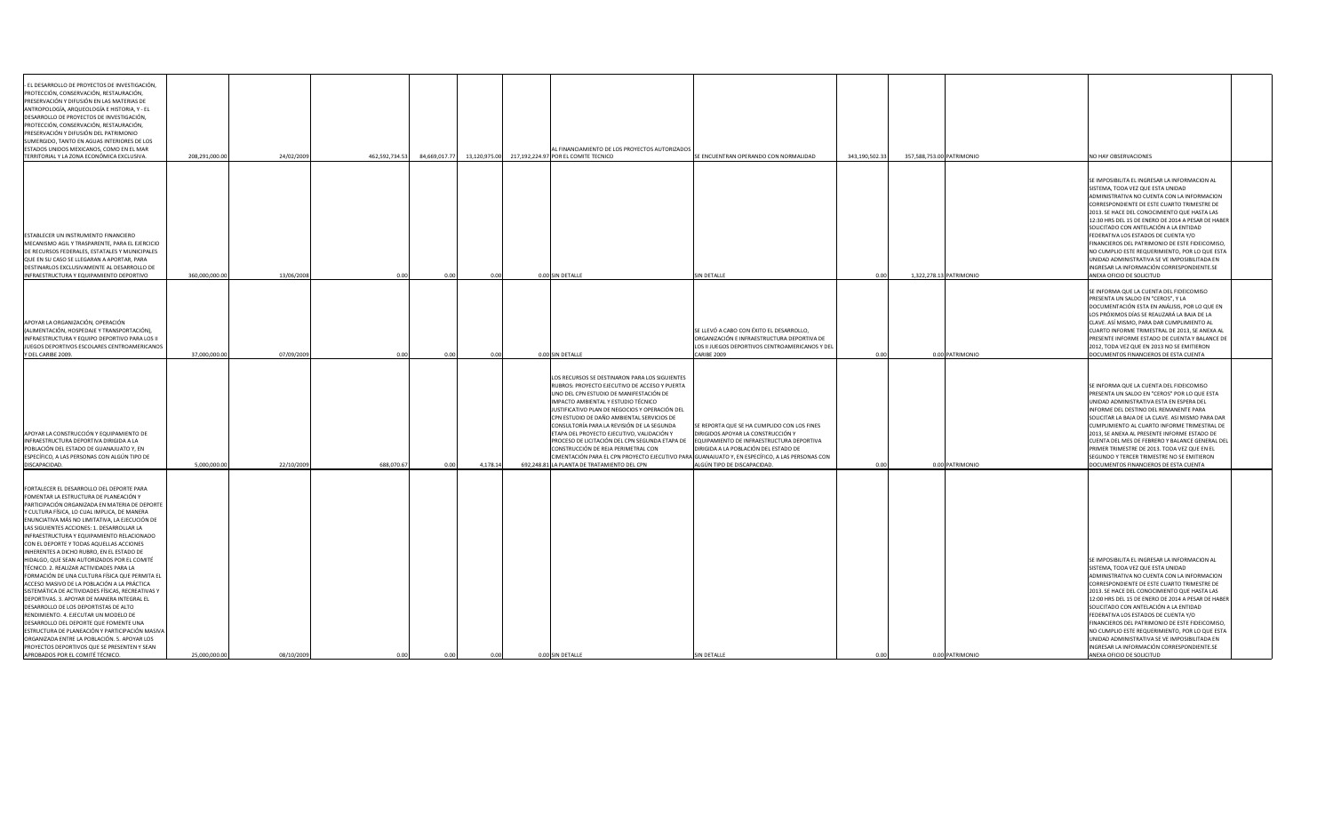| | | | | | | | | | | | | |
|---|---|---|---|---|---|---|---|---|---|---|---|---|
| - EL DESARROLLO DE PROYECTOS DE INVESTIGACIÓN, PROTECCIÓN, CONSERVACIÓN, RESTAURACIÓN, PRESERVACIÓN Y DIFUSIÓN EN LAS MATERIAS DE ANTROPOLOGÍA, ARQUEOLOGÍA E HISTORIA, Y - EL DESARROLLO DE PROYECTOS DE INVESTIGACIÓN, PROTECCIÓN, CONSERVACIÓN, RESTAURACIÓN, PRESERVACIÓN Y DIFUSIÓN DEL PATRIMONIO SUMERGIDO, TANTO EN AGUAS INTERIORES DE LOS ESTADOS UNIDOS MEXICANOS, COMO EN EL MAR TERRITORIAL Y LA ZONA ECONÓMICA EXCLUSIVA. | 208,291,000.00 | 24/02/2009 | 462,592,734.53 | 84,669,017.77 | 13,120,975.00 | 217,192,224.97 | AL FINANCIAMIENTO DE LOS PROYECTOS AUTORIZADOS POR EL COMITE TECNICO | SE ENCUENTRAN OPERANDO CON NORMALIDAD | 343,190,502.33 | 357,588,753.00 | PATRIMONIO | NO HAY OBSERVACIONES |
| ESTABLECER UN INSTRUMENTO FINANCIERO MECANISMO AGIL Y TRASPARENTE, PARA EL EJERCICIO DE RECURSOS FEDERALES, ESTATALES Y MUNICIPALES QUE EN SU CASO SE LLEGARAN A APORTAR, PARA DESTINARLOS EXCLUSIVAMENTE AL DESARROLLO DE INFRAESTRUCTURA Y EQUIPAMIENTO DEPORTIVO | 360,000,000.00 | 13/06/2008 | 0.00 | 0.00 | 0.00 | 0.00 | SIN DETALLE | SIN DETALLE | 0.00 | 1,322,278.13 | PATRIMONIO | SE IMPOSIBILITA EL INGRESAR LA INFORMACION AL SISTEMA, TODA VEZ QUE ESTA UNIDAD ADMINISTRATIVA NO CUENTA CON LA INFORMACION CORRESPONDIENTE DE ESTE CUARTO TRIMESTRE DE 2013. SE HACE DEL CONOCIMIENTO QUE HASTA LAS 12:30 HRS DEL 15 DE ENERO DE 2014 A PESAR DE HABER SOLICITADO CON ANTELACIÓN A LA ENTIDAD FEDERATIVA LOS ESTADOS DE CUENTA Y/O FINANCIEROS DEL PATRIMONIO DE ESTE FIDEICOMISO, NO CUMPLIO ESTE REQUERIMIENTO, POR LO QUE ESTA UNIDAD ADMINISTRATIVA SE VE IMPOSIBILITADA EN INGRESAR LA INFORMACIÓN CORRESPONDIENTE.SE ANEXA OFICIO DE SOLICITUD |
| APOYAR LA ORGANIZACIÓN, OPERACIÓN (ALIMENTACIÓN, HOSPEDAJE Y TRANSPORTACIÓN), INFRAESTRUCTURA Y EQUIPO DEPORTIVO PARA LOS II JUEGOS DEPORTIVOS ESCOLARES CENTROAMERICANOS Y DEL CARIBE 2009. | 37,000,000.00 | 07/09/2009 | 0.00 | 0.00 | 0.00 | 0.00 | SIN DETALLE | SE LLEVÓ A CABO CON ÉXITO EL DESARROLLO, ORGANIZACIÓN E INFRAESTRUCTURA DEPORTIVA DE LOS II JUEGOS DEPORTIVOS CENTROAMERICANOS Y DEL CARIBE 2009 | 0.00 | 0.00 | PATRIMONIO | SE INFORMA QUE LA CUENTA DEL FIDEICOMISO PRESENTA UN SALDO EN "CEROS", Y LA DOCUMENTACIÓN ESTA EN ANÁLISIS, POR LO QUE EN LOS PRÓXIMOS DÍAS SE REAUZARÁ LA BAJA DE LA CLAVE. ASÍ MISMO, PARA DAR CUMPLIMIENTO AL CUARTO INFORME TRIMESTRAL DE 2013, SE ANEXA AL PRESENTE INFORME ESTADO DE CUENTA Y BALANCE DE 2012, TODA VEZ QUE EN 2013 NO SE EMITIERON DOCUMENTOS FINANCIEROS DE ESTA CUENTA |
| APOYAR LA CONSTRUCCIÓN Y EQUIPAMIENTO DE INFRAESTRUCTURA DEPORTIVA DIRIGIDA A LA POBLACIÓN DEL ESTADO DE GUANAJUATO Y, EN ESPECÍFICO, A LAS PERSONAS CON ALGÚN TIPO DE DISCAPACIDAD. | 5,000,000.00 | 22/10/2009 | 688,070.67 | 0.00 | 4,178.14 | 692,248.81 | LOS RECURSOS SE DESTINARON PARA LOS SIGUIENTES RUBROS: PROYECTO EJECUTIVO DE ACCESO Y PUERTA UNO DEL CPN ESTUDIO DE MANIFESTACIÓN DE IMPACTO AMBIENTAL Y ESTUDIO TÉCNICO JUSTIFICATIVO PLAN DE NEGOCIOS Y OPERACIÓN DEL CPN ESTUDIO DE DAÑO AMBIENTAL SERVICIOS DE CONSULTORÍA PARA LA REVISIÓN DE LA SEGUNDA ETAPA DEL PROYECTO EJECUTIVO, VALIDACIÓN Y PROCESO DE LICITACIÓN DEL CPN SEGUNDA ETAPA DE CONSTRUCCIÓN DE REJA PERIMETRAL CON CIMENTACIÓN PARA EL CPN PROYECTO EJECUTIVO PARA LA PLANTA DE TRATAMIENTO DEL CPN | SE REPORTA QUE SE HA CUMPLIDO CON LOS FINES DIRIGIDOS APOYAR LA CONSTRUCCIÓN Y EQUIPAMIENTO DE INFRAESTRUCTURA DEPORTIVA DIRIGIDA A LA POBLACIÓN DEL ESTADO DE GUANAJUATO Y, EN ESPECÍFICO, A LAS PERSONAS CON ALGÚN TIPO DE DISCAPACIDAD. | 0.00 | 0.00 | PATRIMONIO | SE INFORMA QUE LA CUENTA DEL FIDEICOMISO PRESENTA UN SALDO EN "CEROS" POR LO QUE ESTA UNIDAD ADMINISTRATIVA ESTA EN ESPERA DEL INFORME DEL DESTINO DEL REMANENTE PARA SOLICITAR LA BAJA DE LA CLAVE. ASI MISMO PARA DAR CUMPLIMIENTO AL CUARTO INFORME TRIMESTRAL DE 2013, SE ANEXA AL PRESENTE INFORME ESTADO DE CUENTA DEL MES DE FEBRERO Y BALANCE GENERAL DEL PRIMER TRIMESTRE DE 2013. TODA VEZ QUE EN EL SEGUNDO Y TERCER TRIMESTRE NO SE EMITIERON DOCUMENTOS FINANCIEROS DE ESTA CUENTA |
| FORTALECER EL DESARROLLO DEL DEPORTE PARA FOMENTAR LA ESTRUCTURA DE PLANEACIÓN Y PARTICIPACIÓN ORGANIZADA EN MATERIA DE DEPORTE Y CULTURA FÍSICA, LO CUAL IMPLICA, DE MANERA ENUNCIATIVA MÁS NO LIMITATIVA, LA EJECUCIÓN DE LAS SIGUIENTES ACCIONES: 1. DESARROLLAR LA INFRAESTRUCTURA Y EQUIPAMIENTO RELACIONADO CON EL DEPORTE Y TODAS AQUELLAS ACCIONES INHERENTES A DICHO RUBRO, EN EL ESTADO DE HIDALGO, QUE SEAN AUTORIZADOS POR EL COMITÉ TÉCNICO. 2. REALIZAR ACTIVIDADES PARA LA FORMACIÓN DE UNA CULTURA FÍSICA QUE PERMITA EL ACCESO MASIVO DE LA POBLACIÓN A LA PRÁCTICA SISTEMÁTICA DE ACTIVIDADES FÍSICAS, RECREATIVAS Y DEPORTIVAS. 3. APOYAR DE MANERA INTEGRAL EL DESARROLLO DE LOS DEPORTISTAS DE ALTO RENDIMIENTO. 4. EJECUTAR UN MODELO DE DESARROLLO DEL DEPORTE QUE FOMENTE UNA ESTRUCTURA DE PLANEACIÓN Y PARTICIPACIÓN MASIVA ORGANIZADA ENTRE LA POBLACIÓN. 5. APOYAR LOS PROYECTOS DEPORTIVOS QUE SE PRESENTEN Y SEAN APROBADOS POR EL COMITÉ TÉCNICO. | 25,000,000.00 | 08/10/2009 | 0.00 | 0.00 | 0.00 | 0.00 | SIN DETALLE | SIN DETALLE | 0.00 | 0.00 | PATRIMONIO | SE IMPOSIBILITA EL INGRESAR LA INFORMACION AL SISTEMA, TODA VEZ QUE ESTA UNIDAD ADMINISTRATIVA NO CUENTA CON LA INFORMACION CORRESPONDIENTE DE ESTE CUARTO TRIMESTRE DE 2013. SE HACE DEL CONOCIMIENTO QUE HASTA LAS 12:00 HRS DEL 15 DE ENERO DE 2014 A PESAR DE HABER SOLICITADO CON ANTELACIÓN A LA ENTIDAD FEDERATIVA LOS ESTADOS DE CUENTA Y/O FINANCIEROS DEL PATRIMONIO DE ESTE FIDEICOMISO, NO CUMPLIO ESTE REQUERIMIENTO, POR LO QUE ESTA UNIDAD ADMINISTRATIVA SE VE IMPOSIBILITADA EN INGRESAR LA INFORMACIÓN CORRESPONDIENTE.SE ANEXA OFICIO DE SOLICITUD |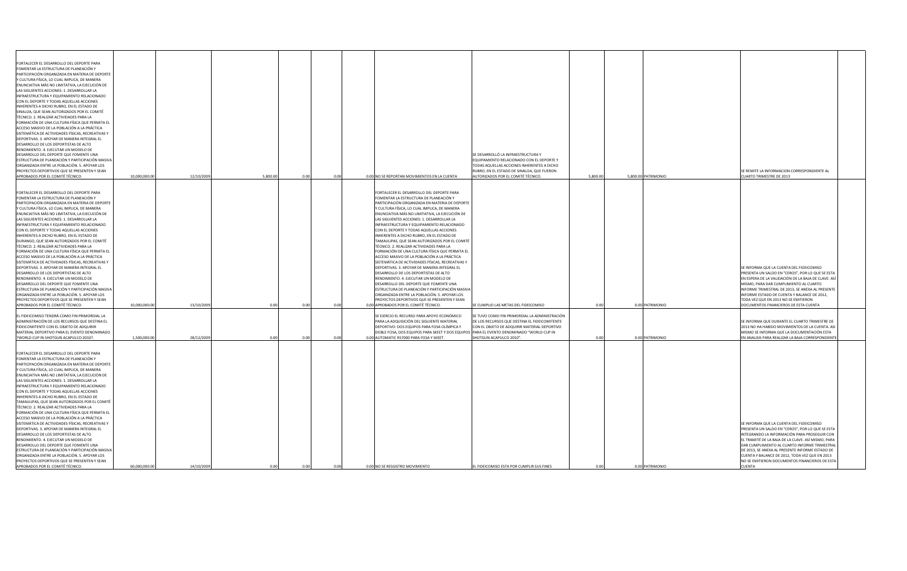| | | | | | | | | | | | | |
|---|---|---|---|---|---|---|---|---|---|---|---|---|
| FORTALECER EL DESARROLLO DEL DEPORTE PARA FOMENTAR LA ESTRUCTURA DE PLANEACIÓN Y PARTICIPACIÓN ORGANIZADA EN MATERIA DE DEPORTE Y CULTURA FÍSICA, LO CUAL IMPLICA, DE MANERA ENUNCIATIVA MÁS NO LIMITATIVA, LA EJECUCIÓN DE LAS SIGUIENTES ACCIONES: 1. DESARROLLAR LA INFRAESTRUCTURA Y EQUIPAMIENTO RELACIONADO CON EL DEPORTE Y TODAS AQUELLAS ACCIONES INHERENTES A DICHO RUBRO, EN EL ESTADO DE SINALOA, QUE SEAN AUTORIZADOS POR EL COMITÉ TÉCNICO. 2. REALIZAR ACTIVIDADES PARA LA FORMACIÓN DE UNA CULTURA FÍSICA QUE PERMITA EL ACCESO MASIVO DE LA POBLACIÓN A LA PRÁCTICA SISTEMÁTICA DE ACTIVIDADES FÍSICAS, RECREATIVAS Y DEPORTIVAS. 3. APOYAR DE MANERA INTEGRAL EL DESARROLLO DE LOS DEPORTISTAS DE ALTO RENDIMIENTO. 4. EJECUTAR UN MODELO DE DESARROLLO DEL DEPORTE QUE FOMENTE UNA ESTRUCTURA DE PLANEACIÓN Y PARTICIPACIÓN MASIVA ORGANIZADA ENTRE LA POBLACIÓN. 5. APOYAR LOS PROYECTOS DEPORTIVOS QUE SE PRESENTEN Y SEAN APROBADOS POR EL COMITÉ TÉCNICO. | 10,000,000.00 | 12/10/2009 | 5,800.00 | 0.00 | 0.00 | 0.00 | NO SE REPORTAN MOVIMIENTOS EN LA CUENTA | SE DESARROLLÓ LA INFRAESTRUCTURA Y EQUIPAMIENTO RELACIONADO CON EL DEPORTE Y TODAS AQUELLAS ACCIONES INHERENTES A DICHO RUBRO, EN EL ESTADO DE SINALOA, QUE FUERON AUTORIZADOS POR EL COMITÉ TÉCNICO. | 5,800.00 | 5,800.00 | PATRIMONIO | SE REMITE LA INFORMACION CORRESPONDIENTE AL CUARTO TRIMESTRE DE 2013 |
| FORTALECER EL DESARROLLO DEL DEPORTE PARA FOMENTAR LA ESTRUCTURA DE PLANEACIÓN Y PARTICIPACIÓN ORGANIZADA EN MATERIA DE DEPORTE Y CULTURA FÍSICA, LO CUAL IMPLICA, DE MANERA ENUNCIATIVA MÁS NO LIMITATIVA, LA EJECUCIÓN DE LAS SIGUIENTES ACCIONES: 1. DESARROLLAR LA INFRAESTRUCTURA Y EQUIPAMIENTO RELACIONADO CON EL DEPORTE Y TODAS AQUELLAS ACCIONES INHERENTES A DICHO RUBRO, EN EL ESTADO DE DURANGO, QUE SEAN AUTORIZADOS POR EL COMITÉ TÉCNICO. 2. REALIZAR ACTIVIDADES PARA LA FORMACIÓN DE UNA CULTURA FÍSICA QUE PERMITA EL ACCESO MASIVO DE LA POBLACIÓN A LA PRÁCTICA SISTEMÁTICA DE ACTIVIDADES FÍSICAS, RECREATIVAS Y DEPORTIVAS. 3. APOYAR DE MANERA INTEGRAL EL DESARROLLO DE LOS DEPORTISTAS DE ALTO RENDIMIENTO. 4. EJECUTAR UN MODELO DE DESARROLLO DEL DEPORTE QUE FOMENTE UNA ESTRUCTURA DE PLANEACIÓN Y PARTICIPACIÓN MASIVA ORGANIZADA ENTRE LA POBLACIÓN. 5. APOYAR LOS PROYECTOS DEPORTIVOS QUE SE PRESENTEN Y SEAN APROBADOS POR EL COMITÉ TÉCNICO. | 10,000,000.00 | 13/10/2009 | 0.00 | 0.00 | 0.00 | 0.00 | FORTALECER EL DESARROLLO DEL DEPORTE PARA FOMENTAR LA ESTRUCTURA DE PLANEACIÓN Y PARTICIPACIÓN ORGANIZADA EN MATERIA DE DEPORTE Y CULTURA FÍSICA, LO CUAL IMPLICA, DE MANERA ENUNCIATIVA MÁS NO LIMITATIVA, LA EJECUCIÓN DE LAS SIGUIENTES ACCIONES: 1. DESARROLLAR LA INFRAESTRUCTURA Y EQUIPAMIENTO RELACIONADO CON EL DEPORTE Y TODAS AQUELLAS ACCIONES INHERENTES A DICHO RUBRO, EN EL ESTADO DE TAMAULIPAS, QUE SEAN AUTORIZADOS POR EL COMITÉ TÉCNICO. 2. REALIZAR ACTIVIDADES PARA LA FORMACIÓN DE UNA CULTURA FÍSICA QUE PERMITA EL ACCESO MASIVO DE LA POBLACIÓN A LA PRÁCTICA SISTEMÁTICA DE ACTIVIDADES FÍSICAS, RECREATIVAS Y DEPORTIVAS. 3. APOYAR DE MANERA INTEGRAL EL DESARROLLO DE LOS DEPORTISTAS DE ALTO RENDIMIENTO. 4. EJECUTAR UN MODELO DE DESARROLLO DEL DEPORTE QUE FOMENTE UNA ESTRUCTURA DE PLANEACIÓN Y PARTICIPACIÓN MASIVA ORGANIZADA ENTRE LA POBLACIÓN. 5. APOYAR LOS PROYECTOS DEPORTIVOS QUE SE PRESENTEN Y SEAN APROBADOS POR EL COMITÉ TÉCNICO. | SE CUMPLIO LAS METAS DEL FIDEICOMISO | 0.00 | 0.00 | PATRIMONIO | SE INFORMA QUE LA CUENTA DEL FIDEICOMISO PRESENTA UN SALDO EN "CEROS", POR LO QUE SE ESTA EN ESPERA DE LA VALIDACIÓN DE LA BAJA DE CLAVE. ASÍ MISMO, PARA DAR CUMPLIMIENTO AL CUARTO INFORME TRIMESTRAL DE 2013, SE ANEXA AL PRESENTE INFORME ESTADO DE CUENTA Y BALANCE DE 2012, TODA VEZ QUE EN 2013 NO SE EMITIERON DOCUMENTOS FINANCIEROS DE ESTA CUENTA |
| EL FIDEICOMISO TENDRÁ COMO FIN PRIMORDIAL LA ADMINISTRACIÓN DE LOS RECURSOS QUE DESTINA EL FIDEICOMITENTE CON EL OBJETO DE ADQUIRIR MATERIAL DEPORTIVO PARA EL EVENTO DENOMINADO ?WORLD CUP IN SHOTGUN ACAPULCO 2010?. | 1,500,000.00 | 28/12/2009 | 0.00 | 0.00 | 0.00 | 0.00 | SE EJERCIO EL RECURSO PARA APOYO ECONÓMICO PARA LA ADQUISICIÓN DEL SIGUIENTE MATERIAL DEPORTIVO: DOS EQUIPOS PARA FOSA OLÍMPICA Y DOBLE FOSA, DOS EQUIPOS PARA SKEET Y DOS EQUIPOS AUTOMATIC RS7000 PARA FOSA Y SKEET. | SE TUVO COMO FIN PRIMORDIAL LA ADMINISTRACIÓN DE LOS RECURSOS QUE DESTINA EL FIDEICOMITENTE CON EL OBJETO DE ADQUIRIR MATERIAL DEPORTIVO PARA EL EVENTO DENOMINADO "WORLD CUP IN SHOTGUN ACAPULCO 2010". | 0.00 | 0.00 | PATRIMONIO | SE INFORMA QUE DURANTE EL CUARTO TRIMESTRE DE 2013 NO HA HABIDO MOVIMIENTOS DE LA CUENTA. ASI MISMO SE INFORMA QUE LA DOCUMENTACIÓN ESTA EN ANALISIS PARA REALIZAR LA BAJA CORRESPONDIENTE |
| FORTALECER EL DESARROLLO DEL DEPORTE PARA FOMENTAR LA ESTRUCTURA DE PLANEACIÓN Y PARTICIPACIÓN ORGANIZADA EN MATERIA DE DEPORTE Y CULTURA FÍSICA, LO CUAL IMPLICA, DE MANERA ENUNCIATIVA MÁS NO LIMITATIVA, LA EJECUCIÓN DE LAS SIGUIENTES ACCIONES: 1. DESARROLLAR LA INFRAESTRUCTURA Y EQUIPAMIENTO RELACIONADO CON EL DEPORTE Y TODAS AQUELLAS ACCIONES INHERENTES A DICHO RUBRO, EN EL ESTADO DE TAMAULIPAS, QUE SEAN AUTORIZADOS POR EL COMITÉ TÉCNICO. 2. REALIZAR ACTIVIDADES PARA LA FORMACIÓN DE UNA CULTURA FÍSICA QUE PERMITA EL ACCESO MASIVO DE LA POBLACIÓN A LA PRÁCTICA SISTEMÁTICA DE ACTIVIDADES FÍSICAS, RECREATIVAS Y DEPORTIVAS. 3. APOYAR DE MANERA INTEGRAL EL DESARROLLO DE LOS DEPORTISTAS DE ALTO RENDIMIENTO. 4. EJECUTAR UN MODELO DE DESARROLLO DEL DEPORTE QUE FOMENTE UNA ESTRUCTURA DE PLANEACIÓN Y PARTICIPACIÓN MASIVA ORGANIZADA ENTRE LA POBLACIÓN. 5. APOYAR LOS PROYECTOS DEPORTIVOS QUE SE PRESENTEN Y SEAN APROBADOS POR EL COMITÉ TÉCNICO. | 60,000,000.00 | 14/10/2009 | 0.00 | 0.00 | 0.00 | 0.00 | NO SE RESGISTRO MOVIMIENTO | EL FIDEICOMISO ESTA POR CUMPLIR SUS FINES | 0.00 | 0.00 | PATRIMONIO | SE INFORMA QUE LA CUENTA DEL FIDEICOMISO PRESENTA UN SALDO EN "CEROS", POR LO QUE SE ESTA INTEGRANDO LA INFORMACIÓN PARA PROSEGUIR CON EL TRAMITÉ DE LA BAJA DE LA CLAVE. ASÍ MISMO, PARA DAR CUMPLIMIENTO AL CUARTO INFORME TRIMESTRAL DE 2013, SE ANEXA AL PRESENTE INFORME ESTADO DE CUENTA Y BALANCE DE 2012, TODA VEZ QUE EN 2013 NO SE EMITIERON DOCUMENTOS FINANCIEROS DE ESTA CUENTA |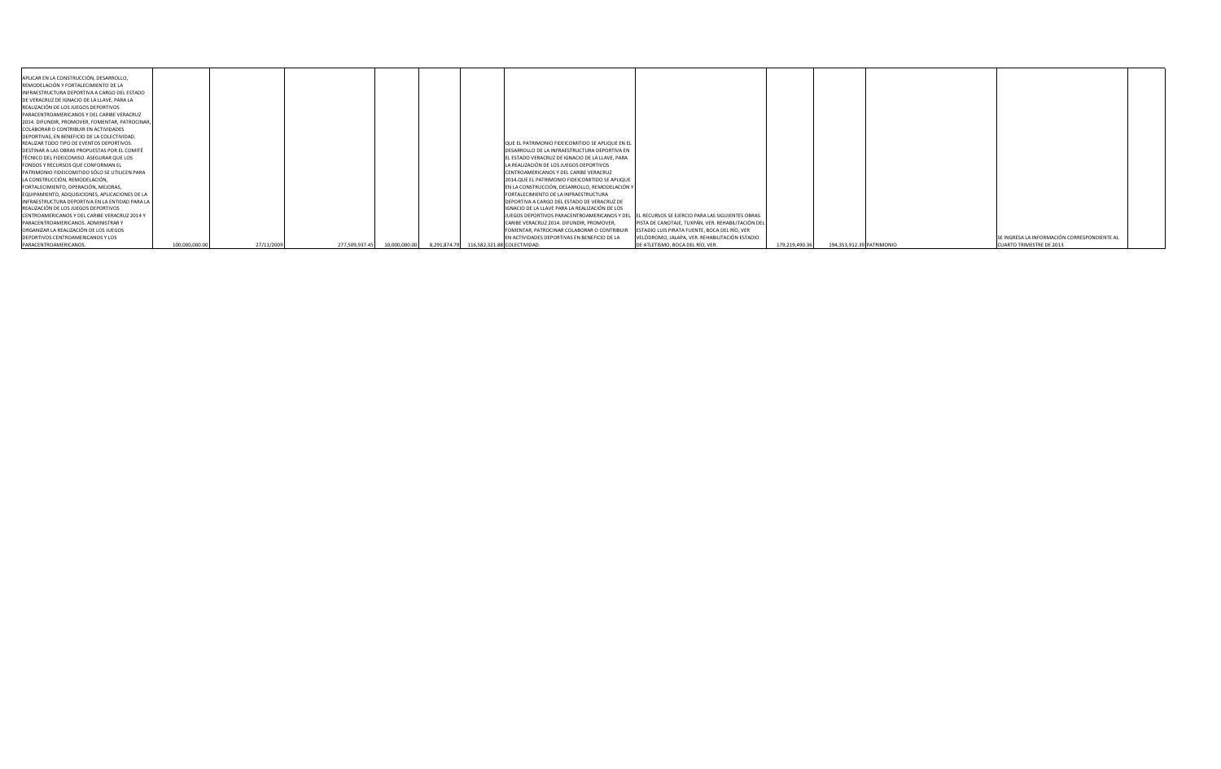| | | | | | | | | | | | | | |
|---|---|---|---|---|---|---|---|---|---|---|---|---|---|
| APLICAR EN LA CONSTRUCCIÓN, DESARROLLO, REMODELACIÓN Y FORTALECIMIENTO DE LA INFRAESTRUCTURA DEPORTIVA A CARGO DEL ESTADO DE VERACRUZ DE IGNACIO DE LA LLAVE, PARA LA REALIZACIÓN DE LOS JUEGOS DEPORTIVOS PARACENTROAMERICANOS Y DEL CARIBE VERACRUZ 2014. DIFUNDIR, PROMOVER, FOMENTAR, PATROCINAR, COLABORAR O CONTRIBUIR EN ACTIVIDADES DEPORTIVAS, EN BENEFICIO DE LA COLECTIVIDAD. REALIZAR TODO TIPO DE EVENTOS DEPORTIVOS. DESTINAR A LAS OBRAS PROPUESTAS POR EL COMITÉ TÉCNICO DEL FIDEICOMISO. ASEGURAR QUE LOS FONDOS Y RECURSOS QUE CONFORMAN EL PATRIMONIO FIDEICOMITIDO SÓLO SE UTILICEN PARA LA CONSTRUCCIÓN, REMODELACIÓN, FORTALECIMIENTO, OPERACIÓN, MEJORAS, EQUIPAMIENTO, ADQUISICIONES, APLICACIONES DE LA INFRAESTRUCTURA DEPORTIVA EN LA ENTIDAD PARA LA REALIZACIÓN DE LOS JUEGOS DEPORTIVOS CENTROAMERICANOS Y DEL CARIBE VERACRUZ 2014 Y PARACENTROAMERICANOS. ADMINISTRAR Y ORGANIZAR LA REALIZACIÓN DE LOS JUEGOS DEPORTIVOS CENTROAMERICANOS Y LOS PARACENTROAMERICANOS. | 100,000,000.00 | 27/11/2009 | 277,509,937.45 | 10,000,000.00 | 8,291,874.79 | 116,582,321.88 | QUE EL PATRIMONIO FIDEICOMITIDO SE APLIQUE EN EL DESARROLLO DE LA INFRAESTRUCTURA DEPORTIVA EN EL ESTADO VERACRUZ DE IGNACIO DE LA LLAVE, PARA LA REALIZACIÓN DE LOS JUEGOS DEPORTIVOS CENTROAMERICANOS Y DEL CARIBE VERACRUZ 2014.QUE EL PATRIMONIO FIDEICOMITIDO SE APLIQUE EN LA CONSTRUCCIÓN, DESARROLLO, REMODELACIÓN Y FORTALECIMIENTO DE LA INFRAESTRUCTURA DEPORTIVA A CARGO DEL ESTADO DE VERACRUZ DE IGNACIO DE LA LLAVE PARA LA REALIZACIÓN DE LOS JUEGOS DEPORTIVOS PARACENTROAMERICANOS Y DEL CARIBE VERACRUZ 2014. DIFUNDIR, PROMOVER, FOMENTAR, PATROCINAR COLABORAR O CONTRIBUIR EN ACTIVIDADES DEPORTIVAS EN BENEFICIO DE LA COLECTIVIDAD. | EL RECURSOS SE EJERCIO PARA LAS SIGUIENTES OBRAS PISTA DE CANOTAJE, TUXPÁN, VER. REHABILITACIÓN DEL ESTADIO LUIS PIRATA FUENTE, BOCA DEL RÍO, VER VELÓDROMO, JALAPA, VER. REHABILITACIÓN ESTADIO DE ATLETISMO, BOCA DEL RÍO, VER. | 179,219,490.36 | 194,353,912.39 | PATRIMONIO | SE INGRESA LA INFORMACIÓN CORRESPONDIENTE AL CUARTO TRIMESTRE DE 2013 | |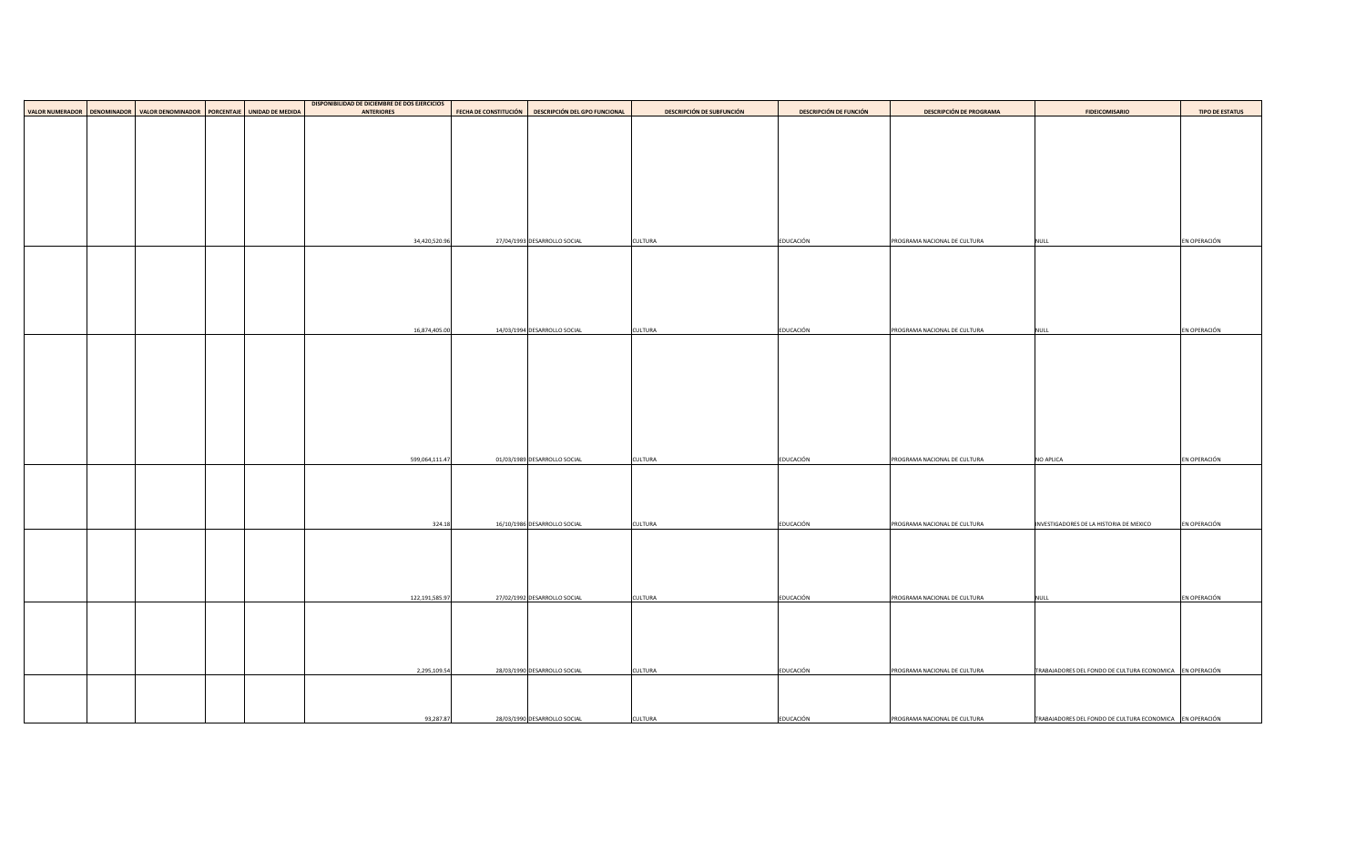| VALOR NUMERADOR | DENOMINADOR | VALOR DENOMINADOR | PORCENTAJE | UNIDAD DE MEDIDA | DISPONIBILIDAD DE DICIEMBRE DE DOS EJERCICIOS ANTERIORES | FECHA DE CONSTITUCIÓN | DESCRIPCIÓN DEL GPO FUNCIONAL | DESCRIPCIÓN DE SUBFUNCIÓN | DESCRIPCIÓN DE FUNCIÓN | DESCRIPCIÓN DE PROGRAMA | FIDEICOMISARIO | TIPO DE ESTATUS |
|---|---|---|---|---|---|---|---|---|---|---|---|---|
| | | | | | 34,420,520.96 | 27/04/1993 | DESARROLLO SOCIAL | CULTURA | EDUCACIÓN | PROGRAMA NACIONAL DE CULTURA | NULL | EN OPERACIÓN |
| | | | | | 16,874,405.00 | 14/03/1994 | DESARROLLO SOCIAL | CULTURA | EDUCACIÓN | PROGRAMA NACIONAL DE CULTURA | NULL | EN OPERACIÓN |
| | | | | | 599,064,111.47 | 01/03/1989 | DESARROLLO SOCIAL | CULTURA | EDUCACIÓN | PROGRAMA NACIONAL DE CULTURA | NO APLICA | EN OPERACIÓN |
| | | | | | 324.18 | 16/10/1986 | DESARROLLO SOCIAL | CULTURA | EDUCACIÓN | PROGRAMA NACIONAL DE CULTURA | INVESTIGADORES DE LA HISTORIA DE MEXICO | EN OPERACIÓN |
| | | | | | 122,191,585.97 | 27/02/1992 | DESARROLLO SOCIAL | CULTURA | EDUCACIÓN | PROGRAMA NACIONAL DE CULTURA | NULL | EN OPERACIÓN |
| | | | | | 2,295,109.54 | 28/03/1990 | DESARROLLO SOCIAL | CULTURA | EDUCACIÓN | PROGRAMA NACIONAL DE CULTURA | TRABAJADORES DEL FONDO DE CULTURA ECONOMICA | EN OPERACIÓN |
| | | | | | 93,287.87 | 28/03/1990 | DESARROLLO SOCIAL | CULTURA | EDUCACIÓN | PROGRAMA NACIONAL DE CULTURA | TRABAJADORES DEL FONDO DE CULTURA ECONOMICA | EN OPERACIÓN |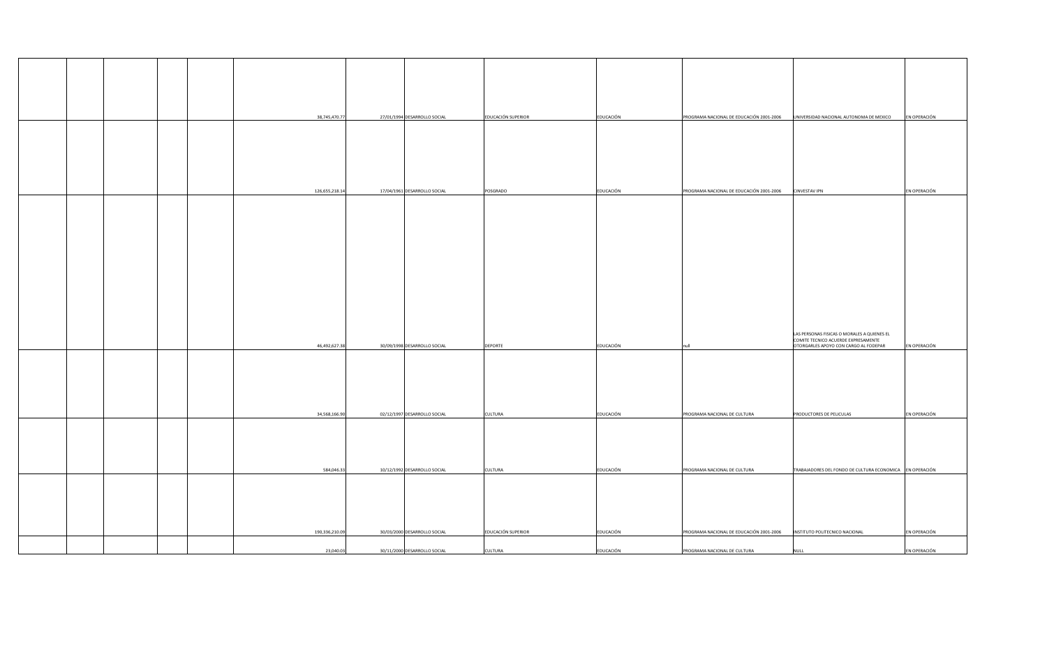| | | | | | | | | | | | | |
|---|---|---|---|---|---|---|---|---|---|---|---|---|
| | | | | | 38,745,470.77 | 27/01/1994 | DESARROLLO SOCIAL | EDUCACIÓN SUPERIOR | EDUCACIÓN | PROGRAMA NACIONAL DE EDUCACIÓN 2001-2006 | UNIVERSIDAD NACIONAL AUTONOMA DE MEXICO | EN OPERACIÓN |
| | | | | | 126,655,218.14 | 17/04/1961 | DESARROLLO SOCIAL | POSGRADO | EDUCACIÓN | PROGRAMA NACIONAL DE EDUCACIÓN 2001-2006 | CINVESTAV IPN | EN OPERACIÓN |
| | | | | | 46,492,627.38 | 30/09/1998 | DESARROLLO SOCIAL | DEPORTE | EDUCACIÓN | null | LAS PERSONAS FISICAS O MORALES A QUIENES EL COMITE TECNICO ACUERDE EXPRESAMENTE OTORGARLES APOYO CON CARGO AL FODEPAR | EN OPERACIÓN |
| | | | | | 34,568,166.90 | 02/12/1997 | DESARROLLO SOCIAL | CULTURA | EDUCACIÓN | PROGRAMA NACIONAL DE CULTURA | PRODUCTORES DE PELICULAS | EN OPERACIÓN |
| | | | | | 584,046.33 | 10/12/1992 | DESARROLLO SOCIAL | CULTURA | EDUCACIÓN | PROGRAMA NACIONAL DE CULTURA | TRABAJADORES DEL FONDO DE CULTURA ECONOMICA | EN OPERACIÓN |
| | | | | | 190,336,210.09 | 30/03/2000 | DESARROLLO SOCIAL | EDUCACIÓN SUPERIOR | EDUCACIÓN | PROGRAMA NACIONAL DE EDUCACIÓN 2001-2006 | INSTITUTO POLITECNICO NACIONAL | EN OPERACIÓN |
| | | | | | 23,040.03 | 30/11/2000 | DESARROLLO SOCIAL | CULTURA | EDUCACIÓN | PROGRAMA NACIONAL DE CULTURA | NULL | EN OPERACIÓN |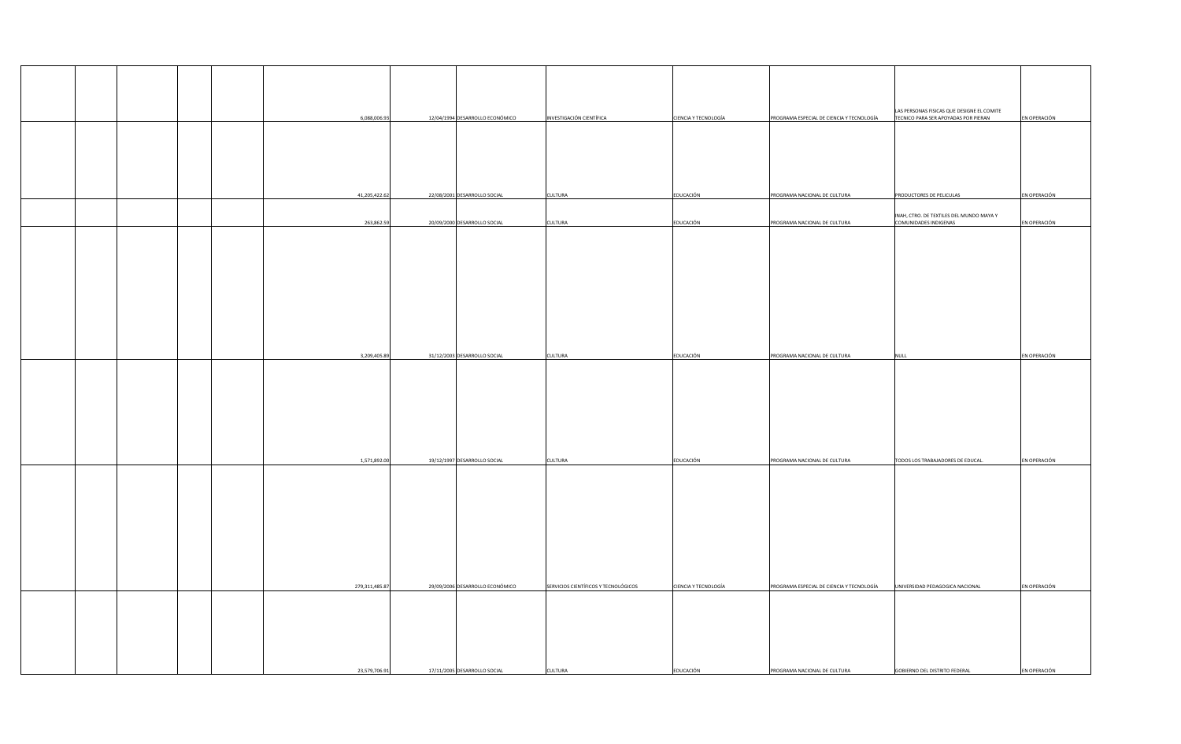| | | | | | | | | | | | | |
|---|---|---|---|---|---|---|---|---|---|---|---|---|
| | | | | | 6,088,006.93 | 12/04/1994 | DESARROLLO ECONÓMICO | INVESTIGACIÓN CIENTÍFICA | CIENCIA Y TECNOLOGÍA | PROGRAMA ESPECIAL DE CIENCIA Y TECNOLOGÍA | LAS PERSONAS FISICAS QUE DESIGNE EL COMITE TECNICO PARA SER APOYADAS POR PIERAN | EN OPERACIÓN |
| | | | | | 41,205,422.62 | 22/08/2001 | DESARROLLO SOCIAL | CULTURA | EDUCACIÓN | PROGRAMA NACIONAL DE CULTURA | PRODUCTORES DE PELICULAS | EN OPERACIÓN |
| | | | | | 263,862.59 | 20/09/2000 | DESARROLLO SOCIAL | CULTURA | EDUCACIÓN | PROGRAMA NACIONAL DE CULTURA | INAH, CTRO. DE TEXTILES DEL MUNDO MAYA Y COMUNIDADES INDIGENAS | EN OPERACIÓN |
| | | | | | 3,209,405.89 | 31/12/2003 | DESARROLLO SOCIAL | CULTURA | EDUCACIÓN | PROGRAMA NACIONAL DE CULTURA | NULL | EN OPERACIÓN |
| | | | | | 1,571,892.00 | 19/12/1997 | DESARROLLO SOCIAL | CULTURA | EDUCACIÓN | PROGRAMA NACIONAL DE CULTURA | TODOS LOS TRABAJADORES DE EDUCAL. | EN OPERACIÓN |
| | | | | | 279,311,485.87 | 29/09/2006 | DESARROLLO ECONÓMICO | SERVICIOS CIENTÍFICOS Y TECNOLÓGICOS | CIENCIA Y TECNOLOGÍA | PROGRAMA ESPECIAL DE CIENCIA Y TECNOLOGÍA | UNIVERSIDAD PEDAGOGICA NACIONAL | EN OPERACIÓN |
| | | | | | 23,579,706.91 | 17/11/2005 | DESARROLLO SOCIAL | CULTURA | EDUCACIÓN | PROGRAMA NACIONAL DE CULTURA | GOBIERNO DEL DISTRITO FEDERAL | EN OPERACIÓN |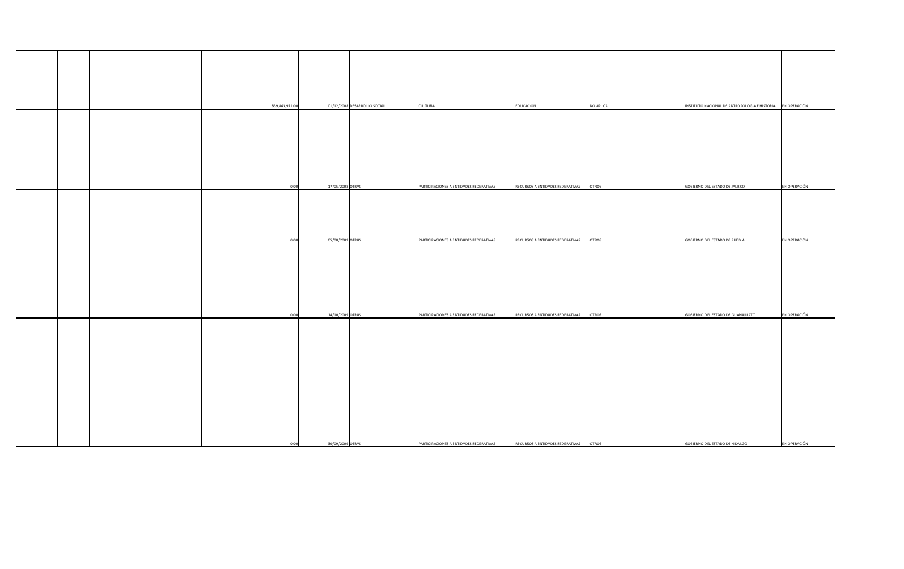| | | | | | | | | | | | | |
|---|---|---|---|---|---|---|---|---|---|---|---|---|
| | | | | | 839,843,971.00 | 01/12/2008 | DESARROLLO SOCIAL | CULTURA | EDUCACIÓN | NO APLICA | INSTITUTO NACIONAL DE ANTROPOLOGÍA E HISTORIA | EN OPERACIÓN |
| | | | | | 0.00 | 17/05/2008 | OTRAS | PARTICIPACIONES A ENTIDADES FEDERATIVAS | RECURSOS A ENTIDADES FEDERATIVAS | OTROS | GOBIERNO DEL ESTADO DE JALISCO | EN OPERACIÓN |
| | | | | | 0.00 | 05/08/2009 | OTRAS | PARTICIPACIONES A ENTIDADES FEDERATIVAS | RECURSOS A ENTIDADES FEDERATIVAS | OTROS | GOBIERNO DEL ESTADO DE PUEBLA | EN OPERACIÓN |
| | | | | | 0.00 | 14/10/2009 | OTRAS | PARTICIPACIONES A ENTIDADES FEDERATIVAS | RECURSOS A ENTIDADES FEDERATIVAS | OTROS | GOBIERNO DEL ESTADO DE GUANAJUATO | EN OPERACIÓN |
| | | | | | 0.00 | 30/09/2009 | OTRAS | PARTICIPACIONES A ENTIDADES FEDERATIVAS | RECURSOS A ENTIDADES FEDERATIVAS | OTROS | GOBIERNO DEL ESTADO DE HIDALGO | EN OPERACIÓN |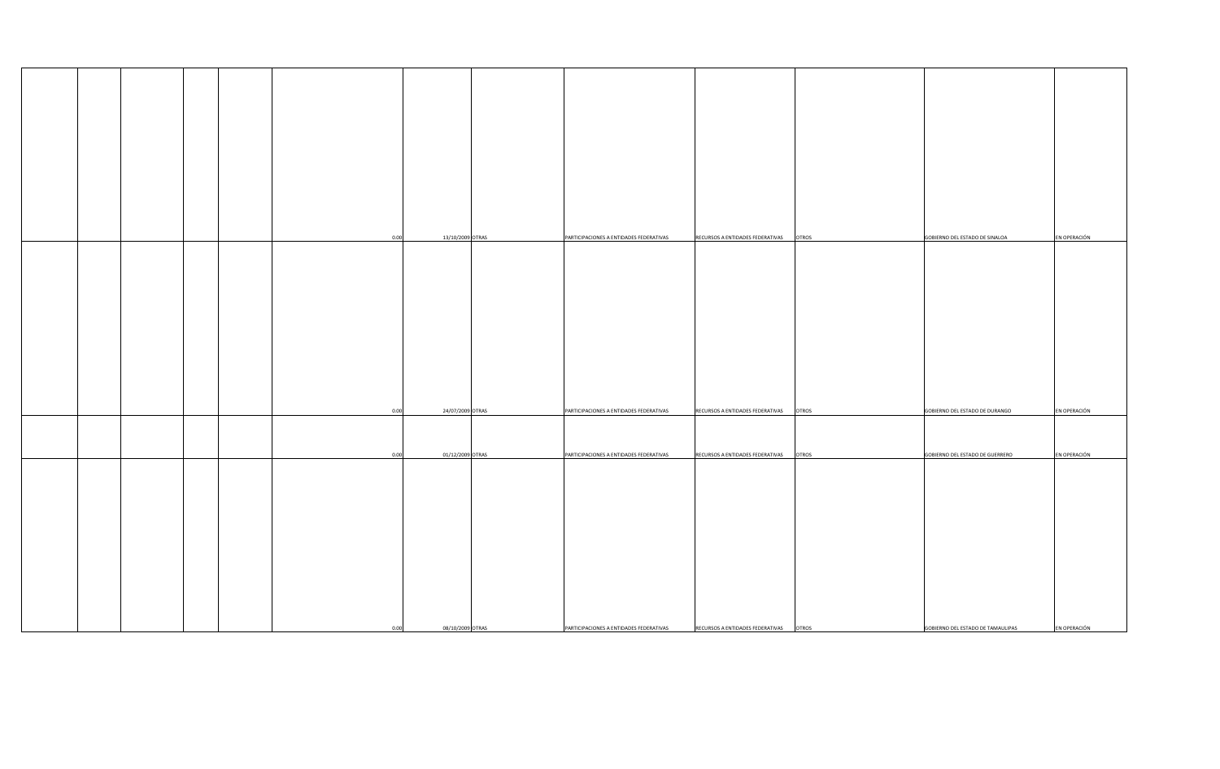| | | | | | | | | | | | | |
|---|---|---|---|---|---|---|---|---|---|---|---|---|
| | | | | | 0.00 | 13/10/2009 | OTRAS | PARTICIPACIONES A ENTIDADES FEDERATIVAS | RECURSOS A ENTIDADES FEDERATIVAS | OTROS | GOBIERNO DEL ESTADO DE SINALOA | EN OPERACIÓN |
| | | | | | 0.00 | 24/07/2009 | OTRAS | PARTICIPACIONES A ENTIDADES FEDERATIVAS | RECURSOS A ENTIDADES FEDERATIVAS | OTROS | GOBIERNO DEL ESTADO DE DURANGO | EN OPERACIÓN |
| | | | | | 0.00 | 01/12/2009 | OTRAS | PARTICIPACIONES A ENTIDADES FEDERATIVAS | RECURSOS A ENTIDADES FEDERATIVAS | OTROS | GOBIERNO DEL ESTADO DE GUERRERO | EN OPERACIÓN |
| | | | | | 0.00 | 08/10/2009 | OTRAS | PARTICIPACIONES A ENTIDADES FEDERATIVAS | RECURSOS A ENTIDADES FEDERATIVAS | OTROS | GOBIERNO DEL ESTADO DE TAMAULIPAS | EN OPERACIÓN |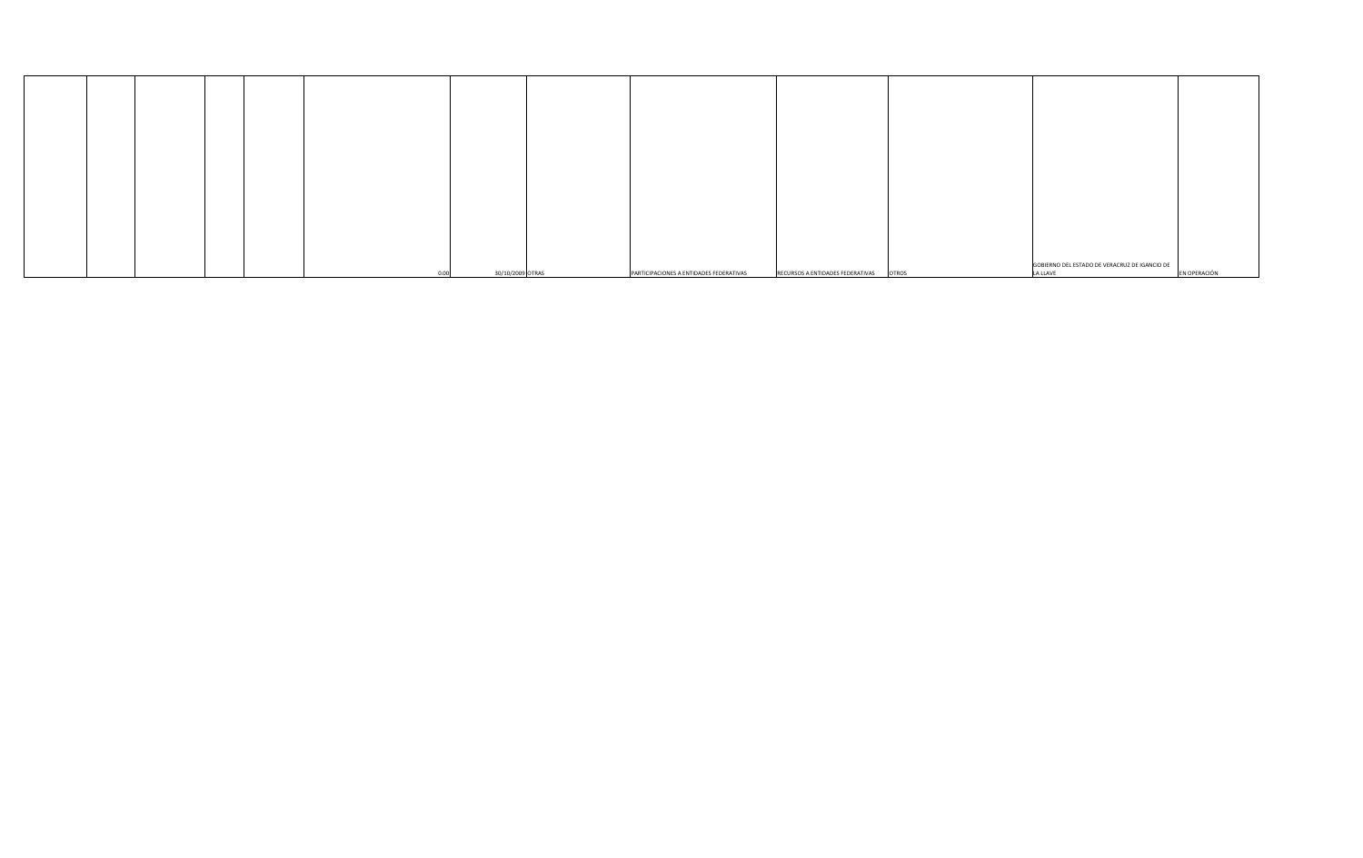| | | | | | | | | | | | | |
|---|---|---|---|---|---|---|---|---|---|---|---|---|
| | | | | | 0.00 | 30/10/2009 | OTRAS | PARTICIPACIONES A ENTIDADES FEDERATIVAS | RECURSOS A ENTIDADES FEDERATIVAS | OTROS | GOBIERNO DEL ESTADO DE VERACRUZ DE IGANCIO DE LA LLAVE | EN OPERACIÓN |